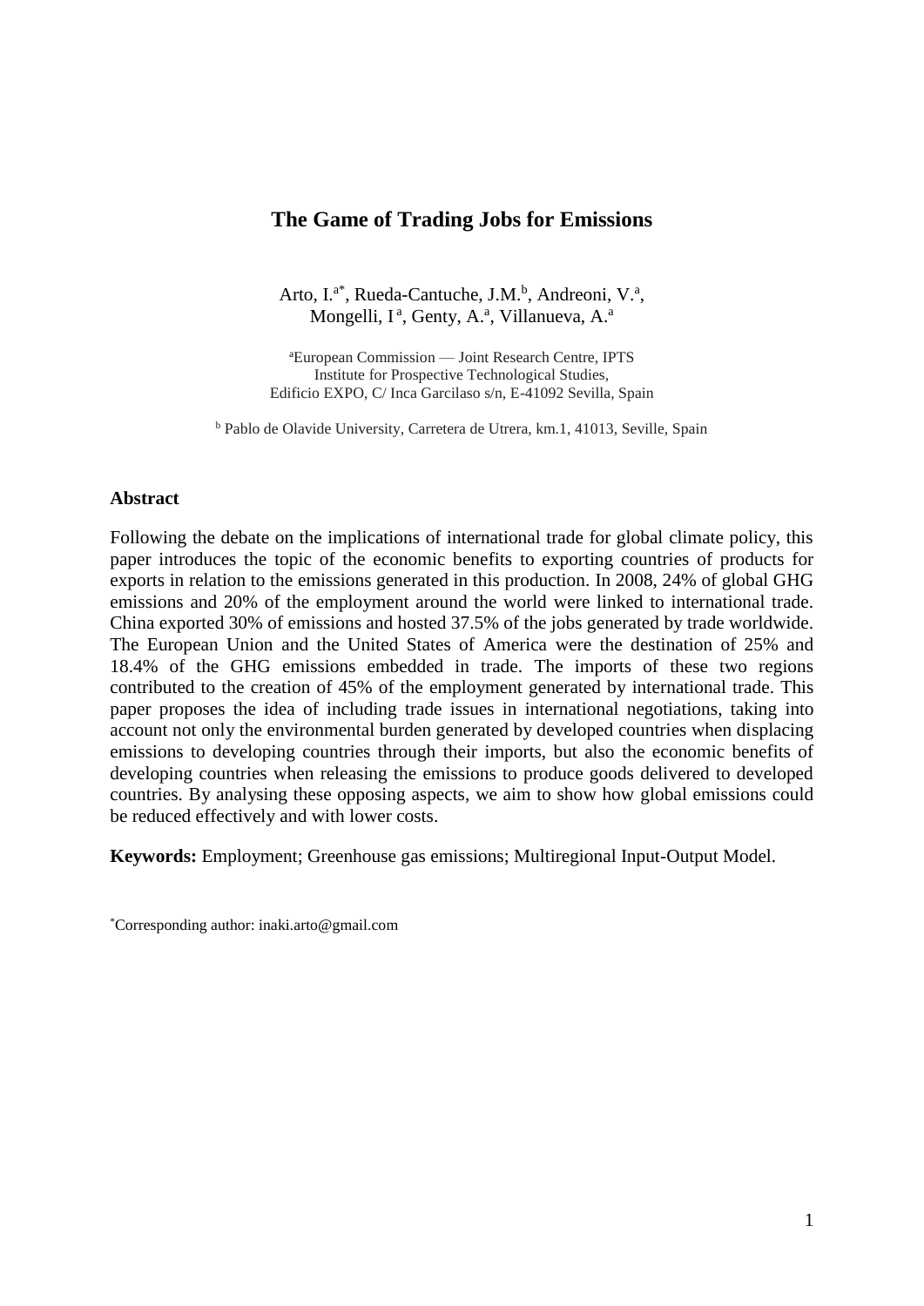# The Game of Trading Jobs for Emissions

Arto, I.[a*], Rueda-Cantuche, J.M.[b], Andreoni, V.[a], Mongelli, I[a], Genty, A.[a], Villanueva, A.[a]

[a]European Commission — Joint Research Centre, IPTS
Institute for Prospective Technological Studies,
Edificio EXPO, C/ Inca Garcilaso s/n, E-41092 Sevilla, Spain

[b] Pablo de Olavide University, Carretera de Utrera, km.1, 41013, Seville, Spain

## Abstract

Following the debate on the implications of international trade for global climate policy, this paper introduces the topic of the economic benefits to exporting countries of products for exports in relation to the emissions generated in this production. In 2008, 24% of global GHG emissions and 20% of the employment around the world were linked to international trade. China exported 30% of emissions and hosted 37.5% of the jobs generated by trade worldwide. The European Union and the United States of America were the destination of 25% and 18.4% of the GHG emissions embedded in trade. The imports of these two regions contributed to the creation of 45% of the employment generated by international trade. This paper proposes the idea of including trade issues in international negotiations, taking into account not only the environmental burden generated by developed countries when displacing emissions to developing countries through their imports, but also the economic benefits of developing countries when releasing the emissions to produce goods delivered to developed countries. By analysing these opposing aspects, we aim to show how global emissions could be reduced effectively and with lower costs.

**Keywords:** Employment; Greenhouse gas emissions; Multiregional Input-Output Model.

[*]Corresponding author: inaki.arto@gmail.com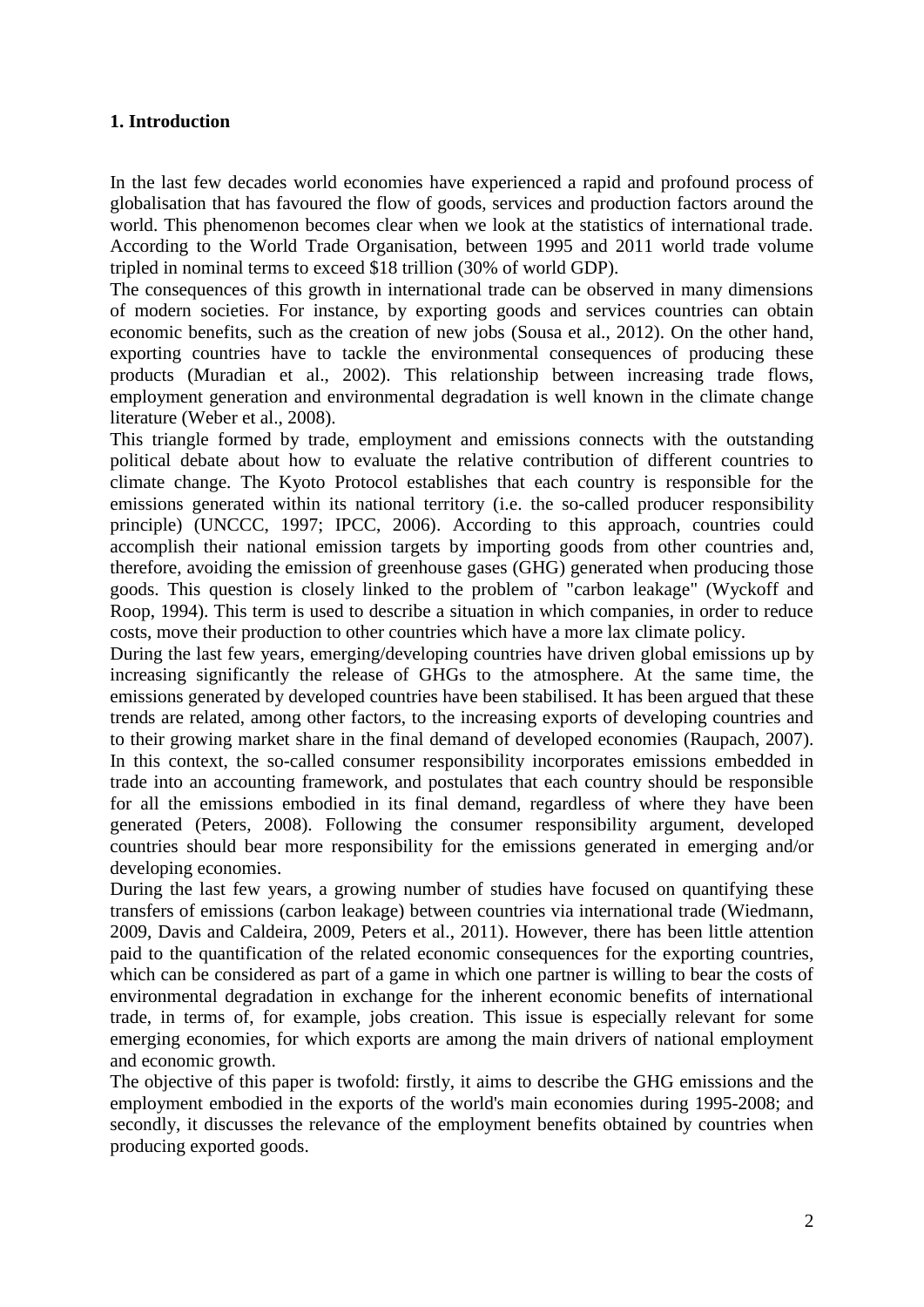## 1. Introduction

In the last few decades world economies have experienced a rapid and profound process of globalisation that has favoured the flow of goods, services and production factors around the world. This phenomenon becomes clear when we look at the statistics of international trade. According to the World Trade Organisation, between 1995 and 2011 world trade volume tripled in nominal terms to exceed $18 trillion (30% of world GDP).

The consequences of this growth in international trade can be observed in many dimensions of modern societies. For instance, by exporting goods and services countries can obtain economic benefits, such as the creation of new jobs (Sousa et al., 2012). On the other hand, exporting countries have to tackle the environmental consequences of producing these products (Muradian et al., 2002). This relationship between increasing trade flows, employment generation and environmental degradation is well known in the climate change literature (Weber et al., 2008).

This triangle formed by trade, employment and emissions connects with the outstanding political debate about how to evaluate the relative contribution of different countries to climate change. The Kyoto Protocol establishes that each country is responsible for the emissions generated within its national territory (i.e. the so-called producer responsibility principle) (UNCCC, 1997; IPCC, 2006). According to this approach, countries could accomplish their national emission targets by importing goods from other countries and, therefore, avoiding the emission of greenhouse gases (GHG) generated when producing those goods. This question is closely linked to the problem of "carbon leakage" (Wyckoff and Roop, 1994). This term is used to describe a situation in which companies, in order to reduce costs, move their production to other countries which have a more lax climate policy.

During the last few years, emerging/developing countries have driven global emissions up by increasing significantly the release of GHGs to the atmosphere. At the same time, the emissions generated by developed countries have been stabilised. It has been argued that these trends are related, among other factors, to the increasing exports of developing countries and to their growing market share in the final demand of developed economies (Raupach, 2007). In this context, the so-called consumer responsibility incorporates emissions embedded in trade into an accounting framework, and postulates that each country should be responsible for all the emissions embodied in its final demand, regardless of where they have been generated (Peters, 2008). Following the consumer responsibility argument, developed countries should bear more responsibility for the emissions generated in emerging and/or developing economies.

During the last few years, a growing number of studies have focused on quantifying these transfers of emissions (carbon leakage) between countries via international trade (Wiedmann, 2009, Davis and Caldeira, 2009, Peters et al., 2011). However, there has been little attention paid to the quantification of the related economic consequences for the exporting countries, which can be considered as part of a game in which one partner is willing to bear the costs of environmental degradation in exchange for the inherent economic benefits of international trade, in terms of, for example, jobs creation. This issue is especially relevant for some emerging economies, for which exports are among the main drivers of national employment and economic growth.

The objective of this paper is twofold: firstly, it aims to describe the GHG emissions and the employment embodied in the exports of the world's main economies during 1995-2008; and secondly, it discusses the relevance of the employment benefits obtained by countries when producing exported goods.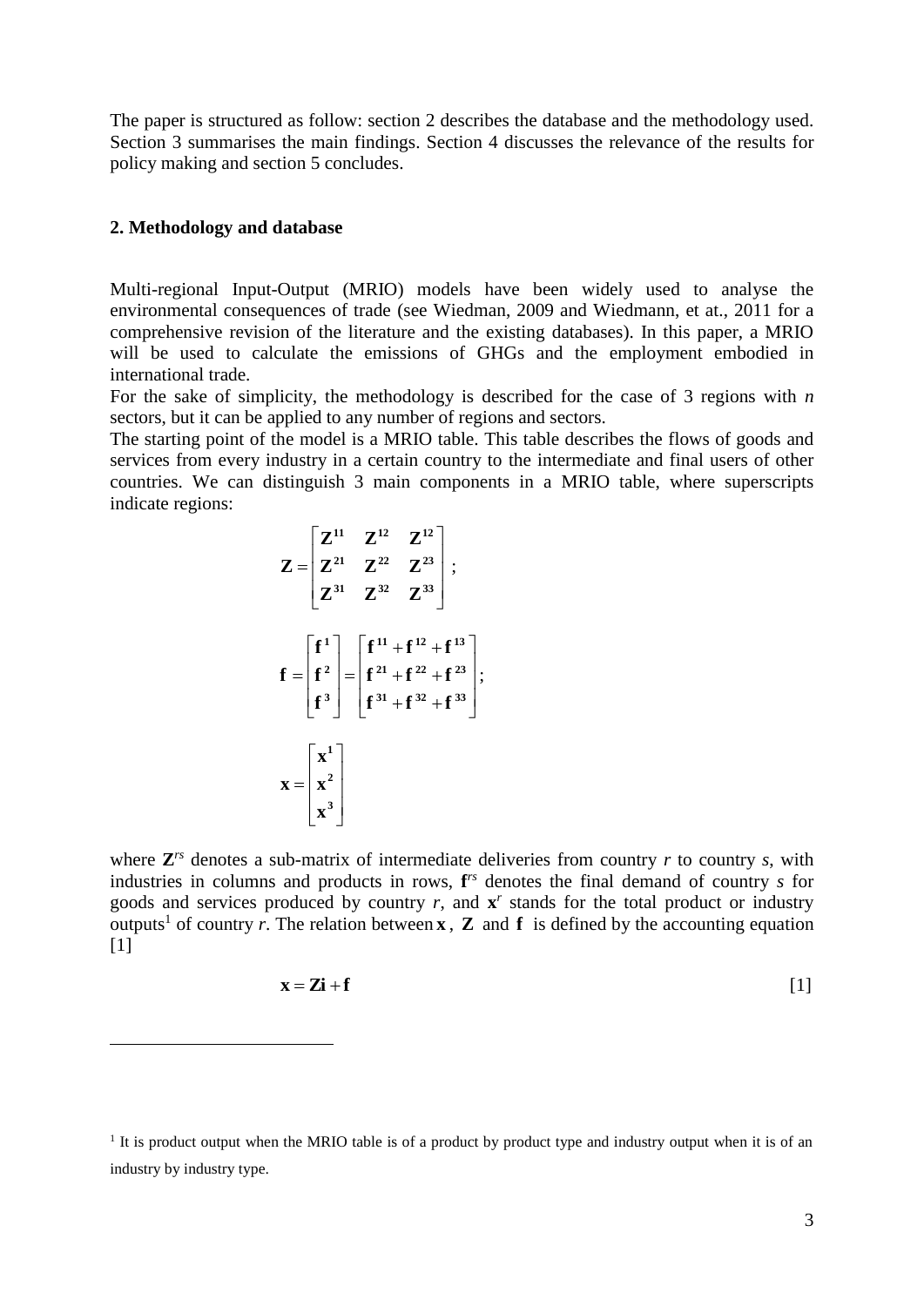The paper is structured as follow: section 2 describes the database and the methodology used. Section 3 summarises the main findings. Section 4 discusses the relevance of the results for policy making and section 5 concludes.

## 2. Methodology and database

Multi-regional Input-Output (MRIO) models have been widely used to analyse the environmental consequences of trade (see Wiedman, 2009 and Wiedmann, et at., 2011 for a comprehensive revision of the literature and the existing databases). In this paper, a MRIO will be used to calculate the emissions of GHGs and the employment embodied in international trade.

For the sake of simplicity, the methodology is described for the case of 3 regions with *n* sectors, but it can be applied to any number of regions and sectors.

The starting point of the model is a MRIO table. This table describes the flows of goods and services from every industry in a certain country to the intermediate and final users of other countries. We can distinguish 3 main components in a MRIO table, where superscripts indicate regions:

$$\mathbf{Z} = \begin{bmatrix} \mathbf{Z}^{11} & \mathbf{Z}^{12} & \mathbf{Z}^{12} \\ \mathbf{Z}^{21} & \mathbf{Z}^{22} & \mathbf{Z}^{23} \\ \mathbf{Z}^{31} & \mathbf{Z}^{32} & \mathbf{Z}^{33} \end{bmatrix};$$

$$\mathbf{f} = \begin{bmatrix} \mathbf{f}^{1} \\ \mathbf{f}^{2} \\ \mathbf{f}^{3} \end{bmatrix} = \begin{bmatrix} \mathbf{f}^{11} + \mathbf{f}^{12} + \mathbf{f}^{13} \\ \mathbf{f}^{21} + \mathbf{f}^{22} + \mathbf{f}^{23} \\ \mathbf{f}^{31} + \mathbf{f}^{32} + \mathbf{f}^{33} \end{bmatrix};$$

$$\mathbf{x} = \begin{bmatrix} \mathbf{x}^{1} \\ \mathbf{x}^{2} \\ \mathbf{x}^{3} \end{bmatrix}$$

where $\mathbf{Z}^{rs}$ denotes a sub-matrix of intermediate deliveries from country *r* to country *s*, with industries in columns and products in rows, $\mathbf{f}^{rs}$ denotes the final demand of country *s* for goods and services produced by country *r*, and $\mathbf{x}^{r}$ stands for the total product or industry outputs[1] of country *r*. The relation between $\mathbf{x}$, $\mathbf{Z}$ and $\mathbf{f}$ is defined by the accounting equation [1]

$$\mathbf{x} = \mathbf{Z}\mathbf{i} + \mathbf{f} \qquad [1]$$

[1] It is product output when the MRIO table is of a product by product type and industry output when it is of an industry by industry type.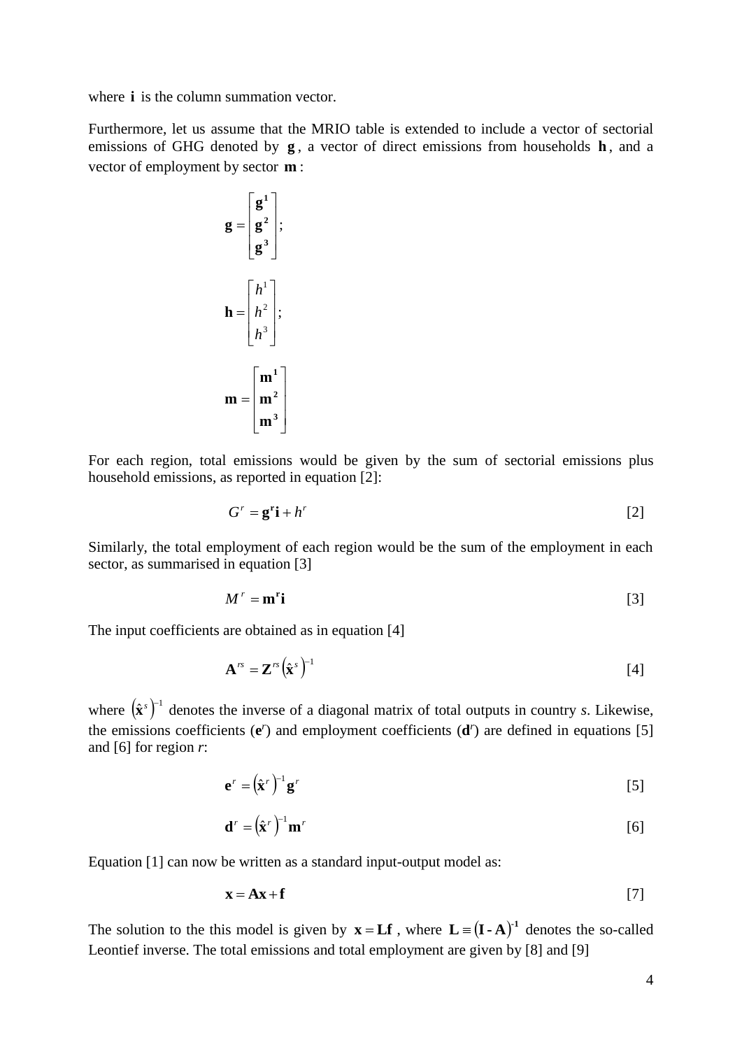where $\mathbf{i}$ is the column summation vector.

Furthermore, let us assume that the MRIO table is extended to include a vector of sectorial emissions of GHG denoted by $\mathbf{g}$, a vector of direct emissions from households $\mathbf{h}$, and a vector of employment by sector $\mathbf{m}$:

$$\mathbf{g} = \begin{bmatrix} \mathbf{g^1} \\ \mathbf{g^2} \\ \mathbf{g^3} \end{bmatrix};$$

$$\mathbf{h} = \begin{bmatrix} h^1 \\ h^2 \\ h^3 \end{bmatrix};$$

$$\mathbf{m} = \begin{bmatrix} \mathbf{m^1} \\ \mathbf{m^2} \\ \mathbf{m^3} \end{bmatrix}$$

For each region, total emissions would be given by the sum of sectorial emissions plus household emissions, as reported in equation [2]:

$$G^r = \mathbf{g^r i} + h^r \quad [2]$$

Similarly, the total employment of each region would be the sum of the employment in each sector, as summarised in equation [3]

$$M^r = \mathbf{m^r i} \quad [3]$$

The input coefficients are obtained as in equation [4]

$$\mathbf{A}^{rs} = \mathbf{Z}^{rs}\left(\hat{\mathbf{x}}^s\right)^{-1} \quad [4]$$

where $\left(\hat{\mathbf{x}}^s\right)^{-1}$ denotes the inverse of a diagonal matrix of total outputs in country *s*. Likewise, the emissions coefficients ($\mathbf{e}^r$) and employment coefficients ($\mathbf{d}^r$) are defined in equations [5] and [6] for region *r*:

$$\mathbf{e}^r = \left(\hat{\mathbf{x}}^r\right)^{-1}\mathbf{g}^r \quad [5]$$

$$\mathbf{d}^r = \left(\hat{\mathbf{x}}^r\right)^{-1}\mathbf{m}^r \quad [6]$$

Equation [1] can now be written as a standard input-output model as:

$$\mathbf{x} = \mathbf{Ax} + \mathbf{f} \quad [7]$$

The solution to the this model is given by $\mathbf{x} = \mathbf{Lf}$, where $\mathbf{L} \equiv \left(\mathbf{I} - \mathbf{A}\right)^{-1}$ denotes the so-called Leontief inverse. The total emissions and total employment are given by [8] and [9]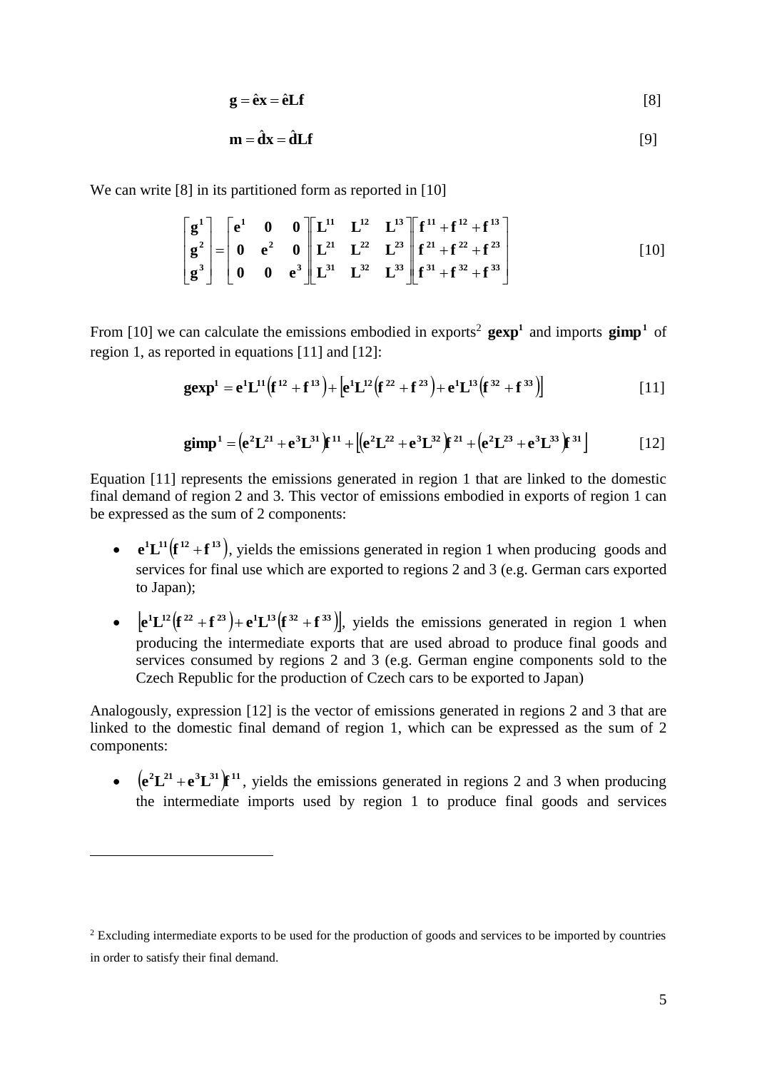$$\mathbf{g} = \hat{\mathbf{e}}\mathbf{x} = \hat{\mathbf{e}}\mathbf{L}\mathbf{f} \qquad [8]$$

$$\mathbf{m} = \hat{\mathbf{d}}\mathbf{x} = \hat{\mathbf{d}}\mathbf{L}\mathbf{f} \qquad [9]$$

We can write [8] in its partitioned form as reported in [10]

$$\begin{bmatrix} \mathbf{g^1} \\ \mathbf{g^2} \\ \mathbf{g^3} \end{bmatrix} = \begin{bmatrix} \mathbf{e^1} & \mathbf{0} & \mathbf{0} \\ \mathbf{0} & \mathbf{e^2} & \mathbf{0} \\ \mathbf{0} & \mathbf{0} & \mathbf{e^3} \end{bmatrix} \begin{bmatrix} \mathbf{L^{11}} & \mathbf{L^{12}} & \mathbf{L^{13}} \\ \mathbf{L^{21}} & \mathbf{L^{22}} & \mathbf{L^{23}} \\ \mathbf{L^{31}} & \mathbf{L^{32}} & \mathbf{L^{33}} \end{bmatrix} \begin{bmatrix} \mathbf{f^{11}} + \mathbf{f^{12}} + \mathbf{f^{13}} \\ \mathbf{f^{21}} + \mathbf{f^{22}} + \mathbf{f^{23}} \\ \mathbf{f^{31}} + \mathbf{f^{32}} + \mathbf{f^{33}} \end{bmatrix} \qquad [10]$$

From [10] we can calculate the emissions embodied in exports[2] $\mathbf{gexp^1}$ and imports $\mathbf{gimp^1}$ of region 1, as reported in equations [11] and [12]:

$$\mathbf{gexp^1} = \mathbf{e^1}\mathbf{L^{11}}\left(\mathbf{f^{12}} + \mathbf{f^{13}}\right) + \left[\mathbf{e^1}\mathbf{L^{12}}\left(\mathbf{f^{22}} + \mathbf{f^{23}}\right) + \mathbf{e^1}\mathbf{L^{13}}\left(\mathbf{f^{32}} + \mathbf{f^{33}}\right)\right] \qquad [11]$$

$$\mathbf{gimp^1} = \left(\mathbf{e^2}\mathbf{L^{21}} + \mathbf{e^3}\mathbf{L^{31}}\right)\mathbf{f^{11}} + \left[\left(\mathbf{e^2}\mathbf{L^{22}} + \mathbf{e^3}\mathbf{L^{32}}\right)\mathbf{f^{21}} + \left(\mathbf{e^2}\mathbf{L^{23}} + \mathbf{e^3}\mathbf{L^{33}}\right)\mathbf{f^{31}}\right] \qquad [12]$$

Equation [11] represents the emissions generated in region 1 that are linked to the domestic final demand of region 2 and 3. This vector of emissions embodied in exports of region 1 can be expressed as the sum of 2 components:

- $\mathbf{e^1}\mathbf{L^{11}}\left(\mathbf{f^{12}} + \mathbf{f^{13}}\right)$, yields the emissions generated in region 1 when producing goods and services for final use which are exported to regions 2 and 3 (e.g. German cars exported to Japan);
- $\left[\mathbf{e^1}\mathbf{L^{12}}\left(\mathbf{f^{22}} + \mathbf{f^{23}}\right) + \mathbf{e^1}\mathbf{L^{13}}\left(\mathbf{f^{32}} + \mathbf{f^{33}}\right)\right]$, yields the emissions generated in region 1 when producing the intermediate exports that are used abroad to produce final goods and services consumed by regions 2 and 3 (e.g. German engine components sold to the Czech Republic for the production of Czech cars to be exported to Japan)

Analogously, expression [12] is the vector of emissions generated in regions 2 and 3 that are linked to the domestic final demand of region 1, which can be expressed as the sum of 2 components:

- $\left(\mathbf{e^2}\mathbf{L^{21}} + \mathbf{e^3}\mathbf{L^{31}}\right)\mathbf{f^{11}}$, yields the emissions generated in regions 2 and 3 when producing the intermediate imports used by region 1 to produce final goods and services

[2] Excluding intermediate exports to be used for the production of goods and services to be imported by countries in order to satisfy their final demand.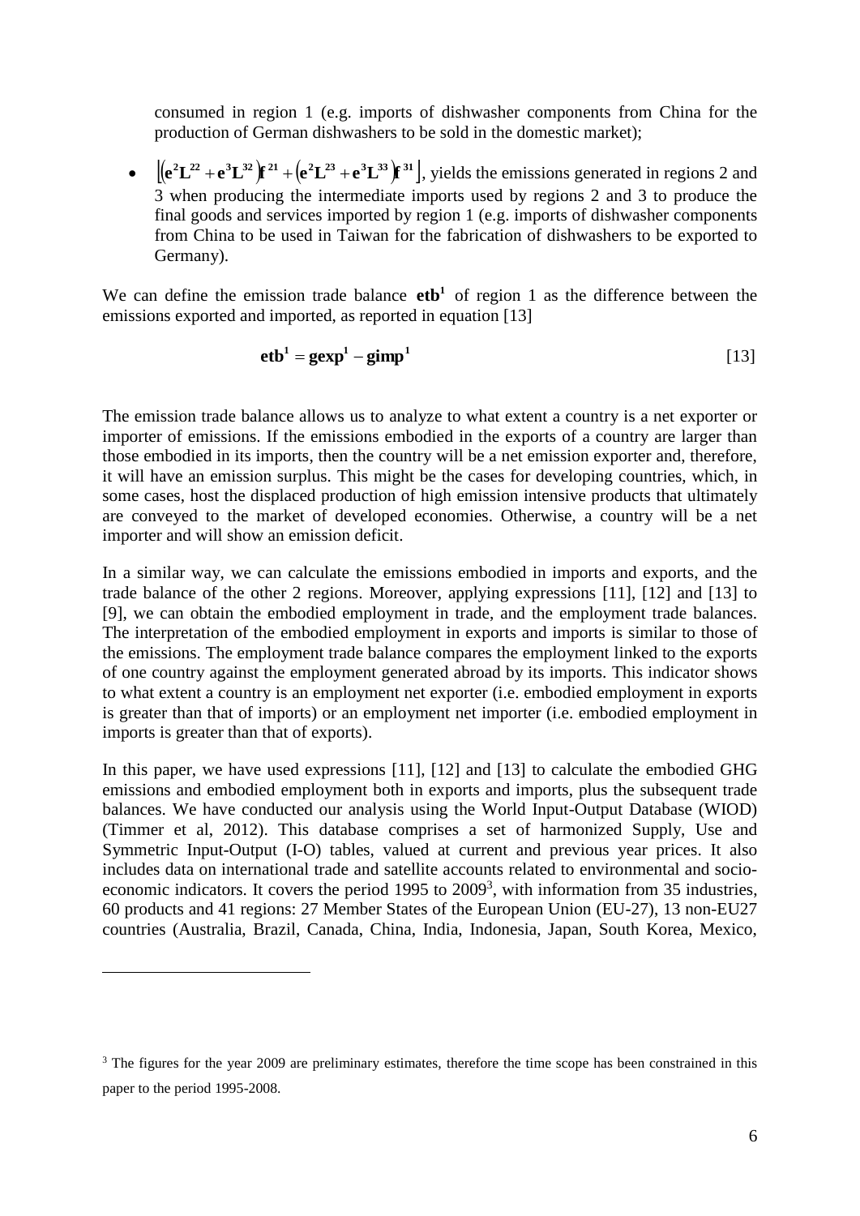consumed in region 1 (e.g. imports of dishwasher components from China for the production of German dishwashers to be sold in the domestic market);

- $\left[\left(\mathbf{e}^2\mathbf{L}^{22} + \mathbf{e}^3\mathbf{L}^{32}\right)\mathbf{f}^{21} + \left(\mathbf{e}^2\mathbf{L}^{23} + \mathbf{e}^3\mathbf{L}^{33}\right)\mathbf{f}^{31}\right]$, yields the emissions generated in regions 2 and 3 when producing the intermediate imports used by regions 2 and 3 to produce the final goods and services imported by region 1 (e.g. imports of dishwasher components from China to be used in Taiwan for the fabrication of dishwashers to be exported to Germany).

We can define the emission trade balance $\mathbf{etb^1}$ of region 1 as the difference between the emissions exported and imported, as reported in equation [13]

$$\mathbf{etb^1} = \mathbf{gexp^1} - \mathbf{gimp^1} \qquad [13]$$

The emission trade balance allows us to analyze to what extent a country is a net exporter or importer of emissions. If the emissions embodied in the exports of a country are larger than those embodied in its imports, then the country will be a net emission exporter and, therefore, it will have an emission surplus. This might be the cases for developing countries, which, in some cases, host the displaced production of high emission intensive products that ultimately are conveyed to the market of developed economies. Otherwise, a country will be a net importer and will show an emission deficit.

In a similar way, we can calculate the emissions embodied in imports and exports, and the trade balance of the other 2 regions. Moreover, applying expressions [11], [12] and [13] to [9], we can obtain the embodied employment in trade, and the employment trade balances. The interpretation of the embodied employment in exports and imports is similar to those of the emissions. The employment trade balance compares the employment linked to the exports of one country against the employment generated abroad by its imports. This indicator shows to what extent a country is an employment net exporter (i.e. embodied employment in exports is greater than that of imports) or an employment net importer (i.e. embodied employment in imports is greater than that of exports).

In this paper, we have used expressions [11], [12] and [13] to calculate the embodied GHG emissions and embodied employment both in exports and imports, plus the subsequent trade balances. We have conducted our analysis using the World Input-Output Database (WIOD) (Timmer et al, 2012). This database comprises a set of harmonized Supply, Use and Symmetric Input-Output (I-O) tables, valued at current and previous year prices. It also includes data on international trade and satellite accounts related to environmental and socio-economic indicators. It covers the period 1995 to 2009[3], with information from 35 industries, 60 products and 41 regions: 27 Member States of the European Union (EU-27), 13 non-EU27 countries (Australia, Brazil, Canada, China, India, Indonesia, Japan, South Korea, Mexico,

[3] The figures for the year 2009 are preliminary estimates, therefore the time scope has been constrained in this paper to the period 1995-2008.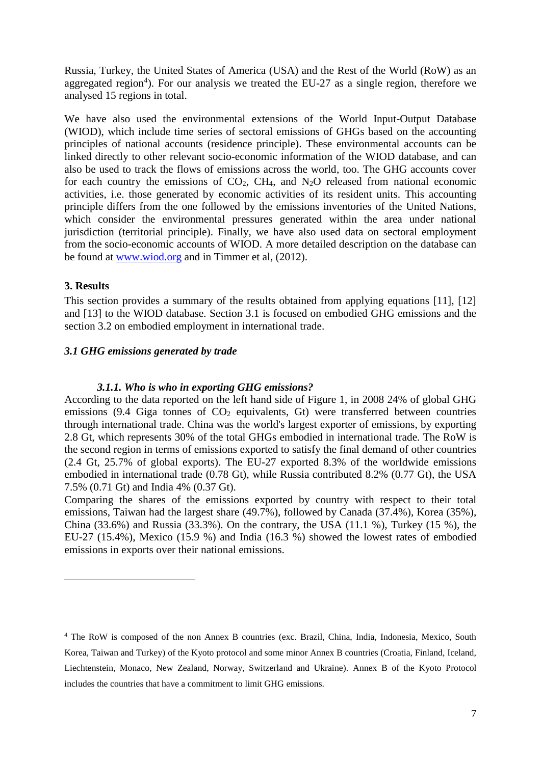Russia, Turkey, the United States of America (USA) and the Rest of the World (RoW) as an aggregated region[4]). For our analysis we treated the EU-27 as a single region, therefore we analysed 15 regions in total.

We have also used the environmental extensions of the World Input-Output Database (WIOD), which include time series of sectoral emissions of GHGs based on the accounting principles of national accounts (residence principle). These environmental accounts can be linked directly to other relevant socio-economic information of the WIOD database, and can also be used to track the flows of emissions across the world, too. The GHG accounts cover for each country the emissions of $CO_2$, $CH_4$, and $N_2O$ released from national economic activities, i.e. those generated by economic activities of its resident units. This accounting principle differs from the one followed by the emissions inventories of the United Nations, which consider the environmental pressures generated within the area under national jurisdiction (territorial principle). Finally, we have also used data on sectoral employment from the socio-economic accounts of WIOD. A more detailed description on the database can be found at www.wiod.org and in Timmer et al, (2012).

## 3. Results

This section provides a summary of the results obtained from applying equations [11], [12] and [13] to the WIOD database. Section 3.1 is focused on embodied GHG emissions and the section 3.2 on embodied employment in international trade.

### *3.1 GHG emissions generated by trade*

#### *3.1.1. Who is who in exporting GHG emissions?*

According to the data reported on the left hand side of Figure 1, in 2008 24% of global GHG emissions (9.4 Giga tonnes of $CO_2$ equivalents, Gt) were transferred between countries through international trade. China was the world's largest exporter of emissions, by exporting 2.8 Gt, which represents 30% of the total GHGs embodied in international trade. The RoW is the second region in terms of emissions exported to satisfy the final demand of other countries (2.4 Gt, 25.7% of global exports). The EU-27 exported 8.3% of the worldwide emissions embodied in international trade (0.78 Gt), while Russia contributed 8.2% (0.77 Gt), the USA 7.5% (0.71 Gt) and India 4% (0.37 Gt).

Comparing the shares of the emissions exported by country with respect to their total emissions, Taiwan had the largest share (49.7%), followed by Canada (37.4%), Korea (35%), China (33.6%) and Russia (33.3%). On the contrary, the USA (11.1 %), Turkey (15 %), the EU-27 (15.4%), Mexico (15.9 %) and India (16.3 %) showed the lowest rates of embodied emissions in exports over their national emissions.

---

[4] The RoW is composed of the non Annex B countries (exc. Brazil, China, India, Indonesia, Mexico, South Korea, Taiwan and Turkey) of the Kyoto protocol and some minor Annex B countries (Croatia, Finland, Iceland, Liechtenstein, Monaco, New Zealand, Norway, Switzerland and Ukraine). Annex B of the Kyoto Protocol includes the countries that have a commitment to limit GHG emissions.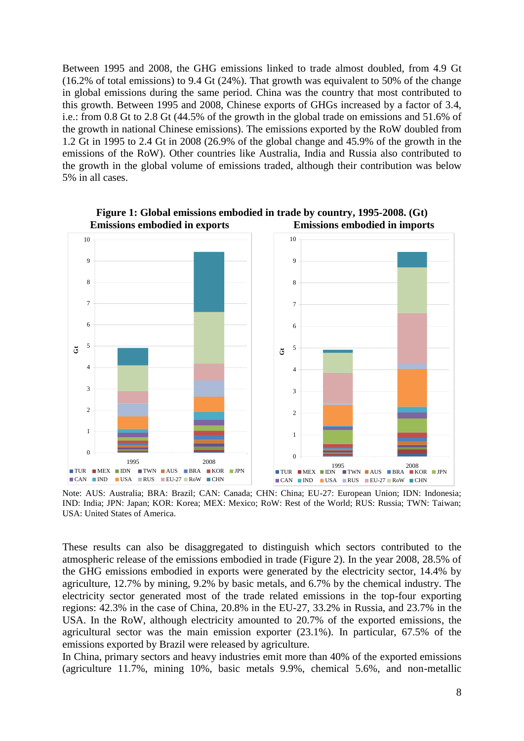Between 1995 and 2008, the GHG emissions linked to trade almost doubled, from 4.9 Gt (16.2% of total emissions) to 9.4 Gt (24%). That growth was equivalent to 50% of the change in global emissions during the same period. China was the country that most contributed to this growth. Between 1995 and 2008, Chinese exports of GHGs increased by a factor of 3.4, i.e.: from 0.8 Gt to 2.8 Gt (44.5% of the growth in the global trade on emissions and 51.6% of the growth in national Chinese emissions). The emissions exported by the RoW doubled from 1.2 Gt in 1995 to 2.4 Gt in 2008 (26.9% of the global change and 45.9% of the growth in the emissions of the RoW). Other countries like Australia, India and Russia also contributed to the growth in the global volume of emissions traded, although their contribution was below 5% in all cases.

**Figure 1: Global emissions embodied in trade by country, 1995-2008. (Gt)**

**Emissions embodied in exports** — **Emissions embodied in imports**

Note: AUS: Australia; BRA: Brazil; CAN: Canada; CHN: China; EU-27: European Union; IDN: Indonesia; IND: India; JPN: Japan; KOR: Korea; MEX: Mexico; RoW: Rest of the World; RUS: Russia; TWN: Taiwan; USA: United States of America.

These results can also be disaggregated to distinguish which sectors contributed to the atmospheric release of the emissions embodied in trade (Figure 2). In the year 2008, 28.5% of the GHG emissions embodied in exports were generated by the electricity sector, 14.4% by agriculture, 12.7% by mining, 9.2% by basic metals, and 6.7% by the chemical industry. The electricity sector generated most of the trade related emissions in the top-four exporting regions: 42.3% in the case of China, 20.8% in the EU-27, 33.2% in Russia, and 23.7% in the USA. In the RoW, although electricity amounted to 20.7% of the exported emissions, the agricultural sector was the main emission exporter (23.1%). In particular, 67.5% of the emissions exported by Brazil were released by agriculture.

In China, primary sectors and heavy industries emit more than 40% of the exported emissions (agriculture 11.7%, mining 10%, basic metals 9.9%, chemical 5.6%, and non-metallic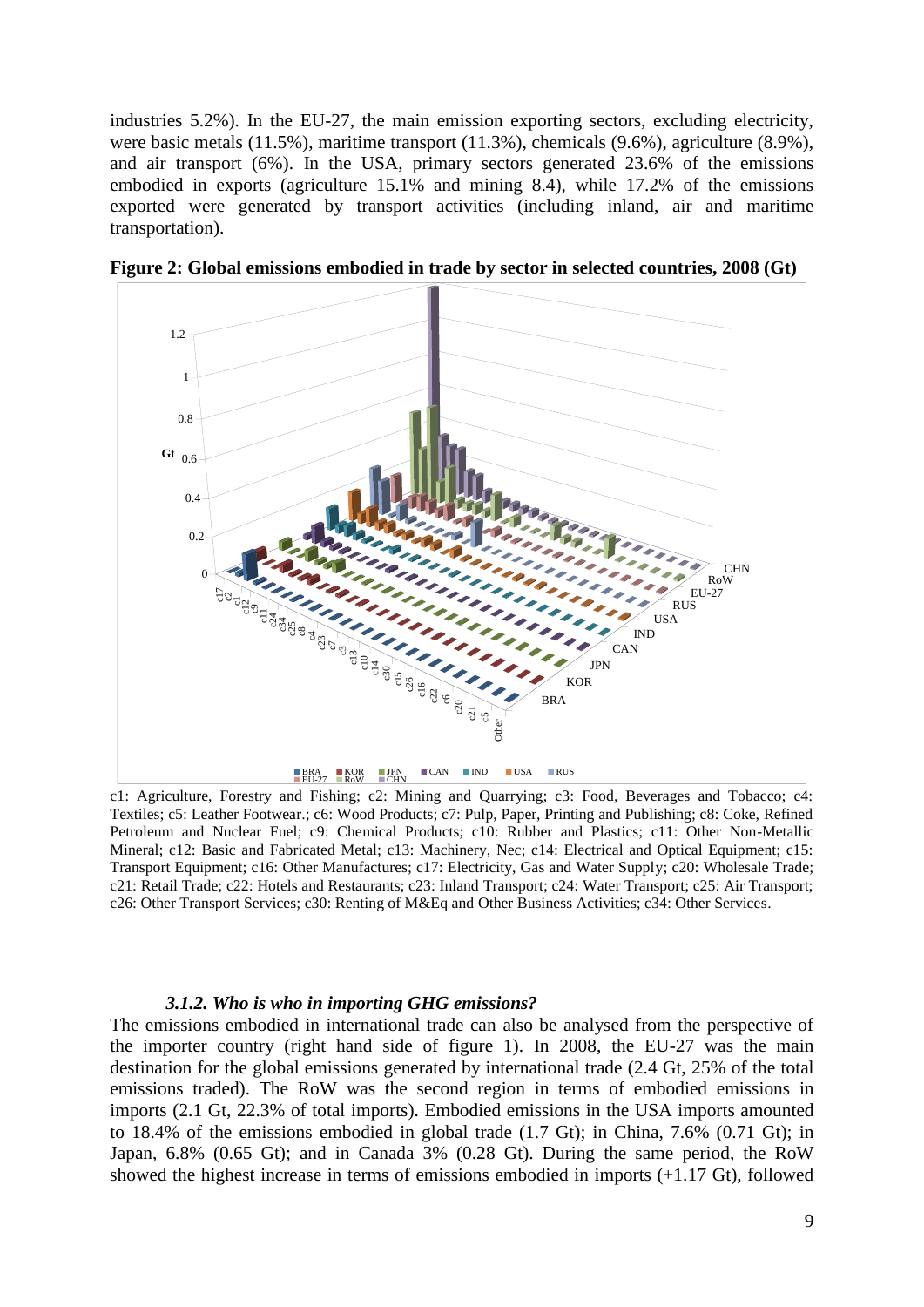industries 5.2%). In the EU-27, the main emission exporting sectors, excluding electricity, were basic metals (11.5%), maritime transport (11.3%), chemicals (9.6%), agriculture (8.9%), and air transport (6%). In the USA, primary sectors generated 23.6% of the emissions embodied in exports (agriculture 15.1% and mining 8.4), while 17.2% of the emissions exported were generated by transport activities (including inland, air and maritime transportation).

**Figure 2: Global emissions embodied in trade by sector in selected countries, 2008 (Gt)**

c1: Agriculture, Forestry and Fishing; c2: Mining and Quarrying; c3: Food, Beverages and Tobacco; c4: Textiles; c5: Leather Footwear.; c6: Wood Products; c7: Pulp, Paper, Printing and Publishing; c8: Coke, Refined Petroleum and Nuclear Fuel; c9: Chemical Products; c10: Rubber and Plastics; c11: Other Non-Metallic Mineral; c12: Basic and Fabricated Metal; c13: Machinery, Nec; c14: Electrical and Optical Equipment; c15: Transport Equipment; c16: Other Manufactures; c17: Electricity, Gas and Water Supply; c20: Wholesale Trade; c21: Retail Trade; c22: Hotels and Restaurants; c23: Inland Transport; c24: Water Transport; c25: Air Transport; c26: Other Transport Services; c30: Renting of M&Eq and Other Business Activities; c34: Other Services.

### *3.1.2. Who is who in importing GHG emissions?*

The emissions embodied in international trade can also be analysed from the perspective of the importer country (right hand side of figure 1). In 2008, the EU-27 was the main destination for the global emissions generated by international trade (2.4 Gt, 25% of the total emissions traded). The RoW was the second region in terms of embodied emissions in imports (2.1 Gt, 22.3% of total imports). Embodied emissions in the USA imports amounted to 18.4% of the emissions embodied in global trade (1.7 Gt); in China, 7.6% (0.71 Gt); in Japan, 6.8% (0.65 Gt); and in Canada 3% (0.28 Gt). During the same period, the RoW showed the highest increase in terms of emissions embodied in imports (+1.17 Gt), followed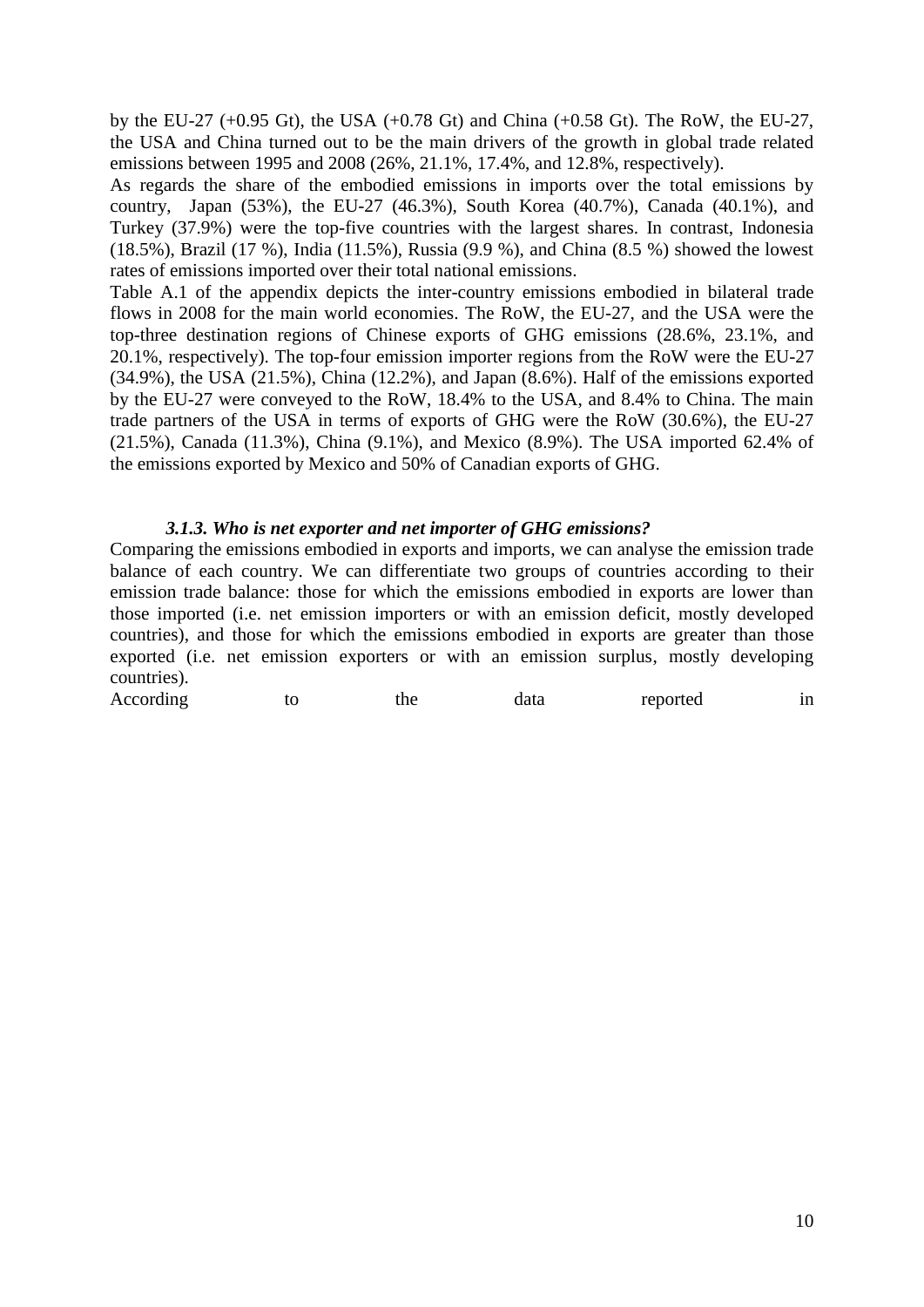by the EU-27 (+0.95 Gt), the USA (+0.78 Gt) and China (+0.58 Gt). The RoW, the EU-27, the USA and China turned out to be the main drivers of the growth in global trade related emissions between 1995 and 2008 (26%, 21.1%, 17.4%, and 12.8%, respectively).

As regards the share of the embodied emissions in imports over the total emissions by country, Japan (53%), the EU-27 (46.3%), South Korea (40.7%), Canada (40.1%), and Turkey (37.9%) were the top-five countries with the largest shares. In contrast, Indonesia (18.5%), Brazil (17 %), India (11.5%), Russia (9.9 %), and China (8.5 %) showed the lowest rates of emissions imported over their total national emissions.

Table A.1 of the appendix depicts the inter-country emissions embodied in bilateral trade flows in 2008 for the main world economies. The RoW, the EU-27, and the USA were the top-three destination regions of Chinese exports of GHG emissions (28.6%, 23.1%, and 20.1%, respectively). The top-four emission importer regions from the RoW were the EU-27 (34.9%), the USA (21.5%), China (12.2%), and Japan (8.6%). Half of the emissions exported by the EU-27 were conveyed to the RoW, 18.4% to the USA, and 8.4% to China. The main trade partners of the USA in terms of exports of GHG were the RoW (30.6%), the EU-27 (21.5%), Canada (11.3%), China (9.1%), and Mexico (8.9%). The USA imported 62.4% of the emissions exported by Mexico and 50% of Canadian exports of GHG.

### *3.1.3. Who is net exporter and net importer of GHG emissions?*

Comparing the emissions embodied in exports and imports, we can analyse the emission trade balance of each country. We can differentiate two groups of countries according to their emission trade balance: those for which the emissions embodied in exports are lower than those imported (i.e. net emission importers or with an emission deficit, mostly developed countries), and those for which the emissions embodied in exports are greater than those exported (i.e. net emission exporters or with an emission surplus, mostly developing countries).

According to the data reported in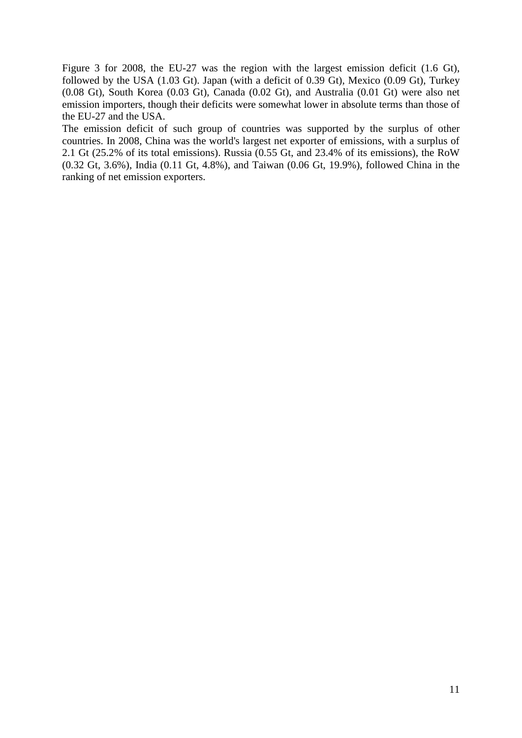Figure 3 for 2008, the EU-27 was the region with the largest emission deficit (1.6 Gt), followed by the USA (1.03 Gt). Japan (with a deficit of 0.39 Gt), Mexico (0.09 Gt), Turkey (0.08 Gt), South Korea (0.03 Gt), Canada (0.02 Gt), and Australia (0.01 Gt) were also net emission importers, though their deficits were somewhat lower in absolute terms than those of the EU-27 and the USA.

The emission deficit of such group of countries was supported by the surplus of other countries. In 2008, China was the world's largest net exporter of emissions, with a surplus of 2.1 Gt (25.2% of its total emissions). Russia (0.55 Gt, and 23.4% of its emissions), the RoW (0.32 Gt, 3.6%), India (0.11 Gt, 4.8%), and Taiwan (0.06 Gt, 19.9%), followed China in the ranking of net emission exporters.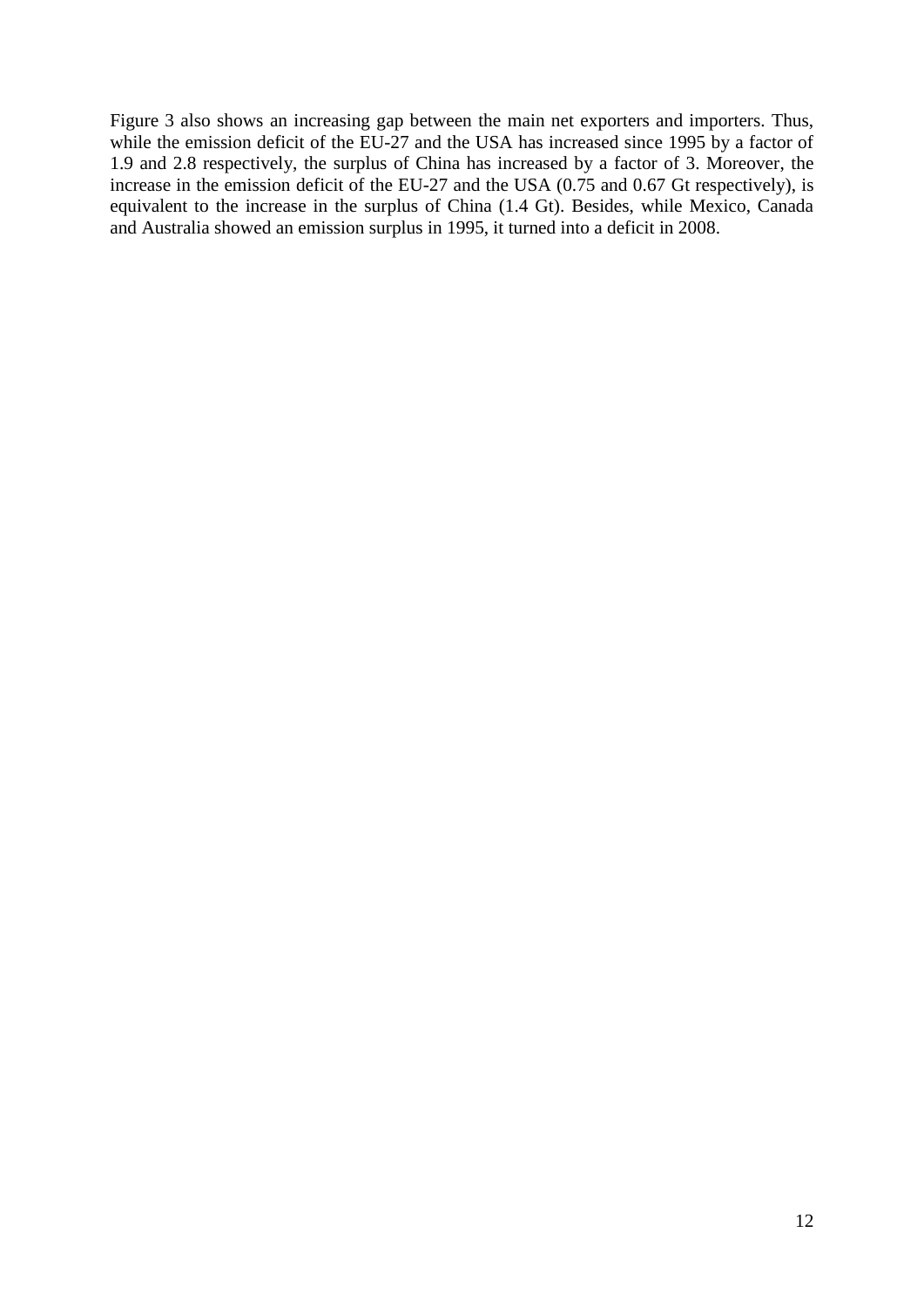Figure 3 also shows an increasing gap between the main net exporters and importers. Thus, while the emission deficit of the EU-27 and the USA has increased since 1995 by a factor of 1.9 and 2.8 respectively, the surplus of China has increased by a factor of 3. Moreover, the increase in the emission deficit of the EU-27 and the USA (0.75 and 0.67 Gt respectively), is equivalent to the increase in the surplus of China (1.4 Gt). Besides, while Mexico, Canada and Australia showed an emission surplus in 1995, it turned into a deficit in 2008.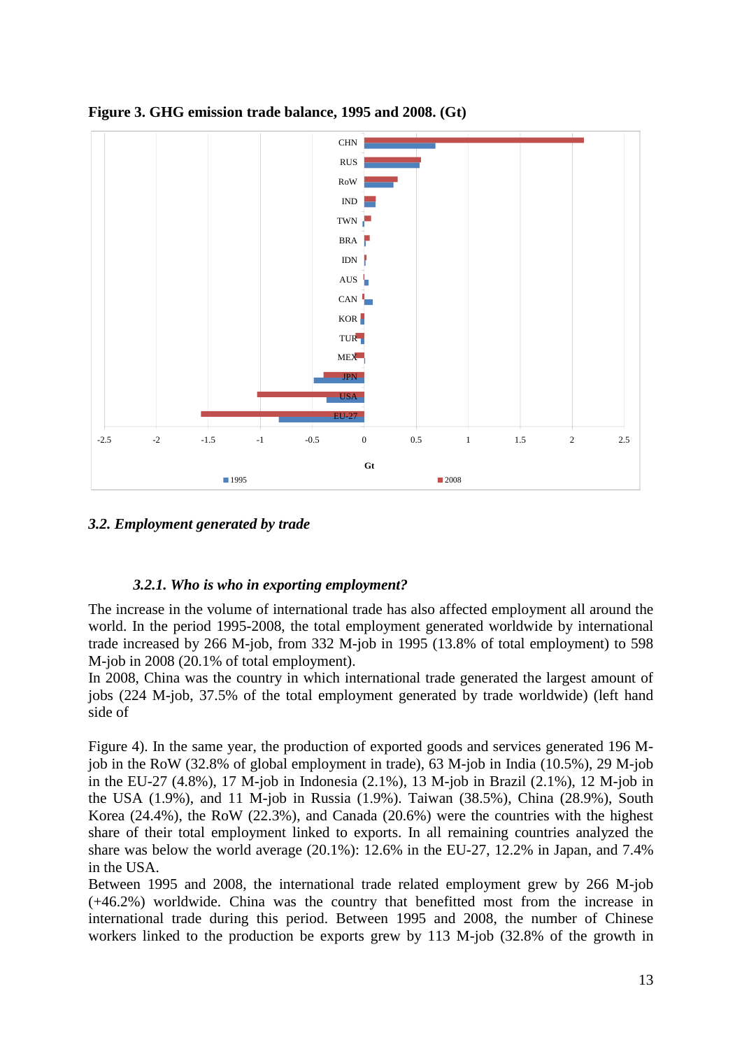**Figure 3. GHG emission trade balance, 1995 and 2008. (Gt)**

### 3.2. Employment generated by trade

#### 3.2.1. Who is who in exporting employment?

The increase in the volume of international trade has also affected employment all around the world. In the period 1995-2008, the total employment generated worldwide by international trade increased by 266 M-job, from 332 M-job in 1995 (13.8% of total employment) to 598 M-job in 2008 (20.1% of total employment).

In 2008, China was the country in which international trade generated the largest amount of jobs (224 M-job, 37.5% of the total employment generated by trade worldwide) (left hand side of

Figure 4). In the same year, the production of exported goods and services generated 196 M-job in the RoW (32.8% of global employment in trade), 63 M-job in India (10.5%), 29 M-job in the EU-27 (4.8%), 17 M-job in Indonesia (2.1%), 13 M-job in Brazil (2.1%), 12 M-job in the USA (1.9%), and 11 M-job in Russia (1.9%). Taiwan (38.5%), China (28.9%), South Korea (24.4%), the RoW (22.3%), and Canada (20.6%) were the countries with the highest share of their total employment linked to exports. In all remaining countries analyzed the share was below the world average (20.1%): 12.6% in the EU-27, 12.2% in Japan, and 7.4% in the USA.

Between 1995 and 2008, the international trade related employment grew by 266 M-job (+46.2%) worldwide. China was the country that benefitted most from the increase in international trade during this period. Between 1995 and 2008, the number of Chinese workers linked to the production be exports grew by 113 M-job (32.8% of the growth in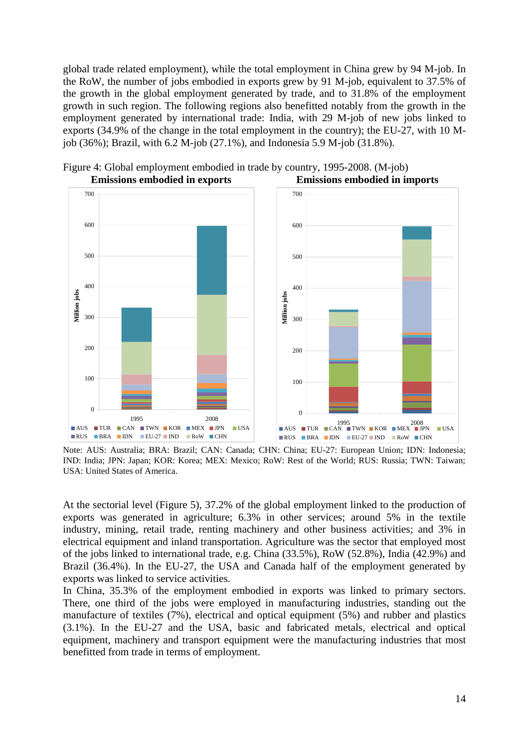global trade related employment), while the total employment in China grew by 94 M-job. In the RoW, the number of jobs embodied in exports grew by 91 M-job, equivalent to 37.5% of the growth in the global employment generated by trade, and to 31.8% of the employment growth in such region. The following regions also benefitted notably from the growth in the employment generated by international trade: India, with 29 M-job of new jobs linked to exports (34.9% of the change in the total employment in the country); the EU-27, with 10 M-job (36%); Brazil, with 6.2 M-job (27.1%), and Indonesia 5.9 M-job (31.8%).

Figure 4: Global employment embodied in trade by country, 1995-2008. (M-job)

Note: AUS: Australia; BRA: Brazil; CAN: Canada; CHN: China; EU-27: European Union; IDN: Indonesia; IND: India; JPN: Japan; KOR: Korea; MEX: Mexico; RoW: Rest of the World; RUS: Russia; TWN: Taiwan; USA: United States of America.

At the sectorial level (Figure 5), 37.2% of the global employment linked to the production of exports was generated in agriculture; 6.3% in other services; around 5% in the textile industry, mining, retail trade, renting machinery and other business activities; and 3% in electrical equipment and inland transportation. Agriculture was the sector that employed most of the jobs linked to international trade, e.g. China (33.5%), RoW (52.8%), India (42.9%) and Brazil (36.4%). In the EU-27, the USA and Canada half of the employment generated by exports was linked to service activities.

In China, 35.3% of the employment embodied in exports was linked to primary sectors. There, one third of the jobs were employed in manufacturing industries, standing out the manufacture of textiles (7%), electrical and optical equipment (5%) and rubber and plastics (3.1%). In the EU-27 and the USA, basic and fabricated metals, electrical and optical equipment, machinery and transport equipment were the manufacturing industries that most benefitted from trade in terms of employment.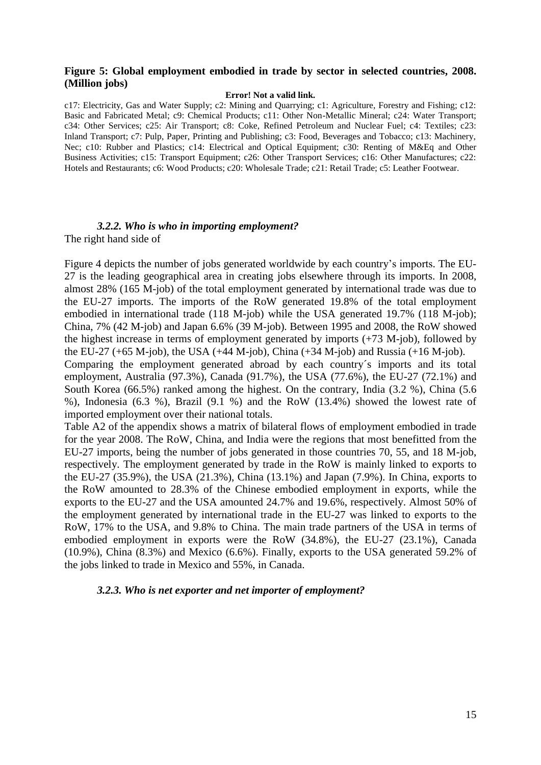**Figure 5: Global employment embodied in trade by sector in selected countries, 2008. (Million jobs)**

**Error! Not a valid link.**

c17: Electricity, Gas and Water Supply; c2: Mining and Quarrying; c1: Agriculture, Forestry and Fishing; c12: Basic and Fabricated Metal; c9: Chemical Products; c11: Other Non-Metallic Mineral; c24: Water Transport; c34: Other Services; c25: Air Transport; c8: Coke, Refined Petroleum and Nuclear Fuel; c4: Textiles; c23: Inland Transport; c7: Pulp, Paper, Printing and Publishing; c3: Food, Beverages and Tobacco; c13: Machinery, Nec; c10: Rubber and Plastics; c14: Electrical and Optical Equipment; c30: Renting of M&Eq and Other Business Activities; c15: Transport Equipment; c26: Other Transport Services; c16: Other Manufactures; c22: Hotels and Restaurants; c6: Wood Products; c20: Wholesale Trade; c21: Retail Trade; c5: Leather Footwear.

### *3.2.2. Who is who in importing employment?*

The right hand side of

Figure 4 depicts the number of jobs generated worldwide by each country's imports. The EU-27 is the leading geographical area in creating jobs elsewhere through its imports. In 2008, almost 28% (165 M-job) of the total employment generated by international trade was due to the EU-27 imports. The imports of the RoW generated 19.8% of the total employment embodied in international trade (118 M-job) while the USA generated 19.7% (118 M-job); China, 7% (42 M-job) and Japan 6.6% (39 M-job). Between 1995 and 2008, the RoW showed the highest increase in terms of employment generated by imports (+73 M-job), followed by the EU-27 (+65 M-job), the USA (+44 M-job), China (+34 M-job) and Russia (+16 M-job).

Comparing the employment generated abroad by each country´s imports and its total employment, Australia (97.3%), Canada (91.7%), the USA (77.6%), the EU-27 (72.1%) and South Korea (66.5%) ranked among the highest. On the contrary, India (3.2 %), China (5.6 %), Indonesia (6.3 %), Brazil (9.1 %) and the RoW (13.4%) showed the lowest rate of imported employment over their national totals.

Table A2 of the appendix shows a matrix of bilateral flows of employment embodied in trade for the year 2008. The RoW, China, and India were the regions that most benefitted from the EU-27 imports, being the number of jobs generated in those countries 70, 55, and 18 M-job, respectively. The employment generated by trade in the RoW is mainly linked to exports to the EU-27 (35.9%), the USA (21.3%), China (13.1%) and Japan (7.9%). In China, exports to the RoW amounted to 28.3% of the Chinese embodied employment in exports, while the exports to the EU-27 and the USA amounted 24.7% and 19.6%, respectively. Almost 50% of the employment generated by international trade in the EU-27 was linked to exports to the RoW, 17% to the USA, and 9.8% to China. The main trade partners of the USA in terms of embodied employment in exports were the RoW (34.8%), the EU-27 (23.1%), Canada (10.9%), China (8.3%) and Mexico (6.6%). Finally, exports to the USA generated 59.2% of the jobs linked to trade in Mexico and 55%, in Canada.

### *3.2.3. Who is net exporter and net importer of employment?*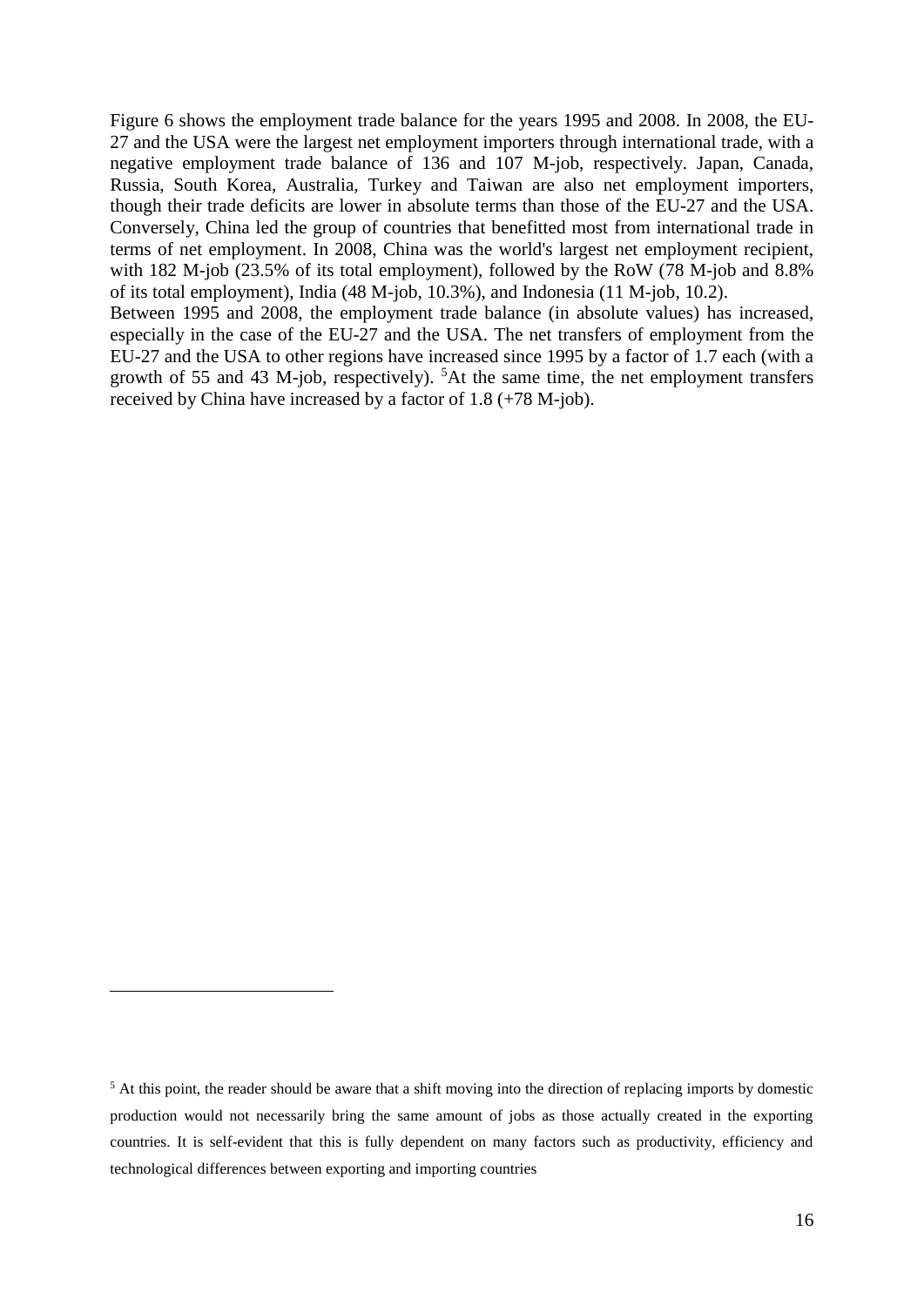Figure 6 shows the employment trade balance for the years 1995 and 2008. In 2008, the EU-27 and the USA were the largest net employment importers through international trade, with a negative employment trade balance of 136 and 107 M-job, respectively. Japan, Canada, Russia, South Korea, Australia, Turkey and Taiwan are also net employment importers, though their trade deficits are lower in absolute terms than those of the EU-27 and the USA. Conversely, China led the group of countries that benefitted most from international trade in terms of net employment. In 2008, China was the world's largest net employment recipient, with 182 M-job (23.5% of its total employment), followed by the RoW (78 M-job and 8.8% of its total employment), India (48 M-job, 10.3%), and Indonesia (11 M-job, 10.2).

Between 1995 and 2008, the employment trade balance (in absolute values) has increased, especially in the case of the EU-27 and the USA. The net transfers of employment from the EU-27 and the USA to other regions have increased since 1995 by a factor of 1.7 each (with a growth of 55 and 43 M-job, respectively). [5]At the same time, the net employment transfers received by China have increased by a factor of 1.8 (+78 M-job).

---

[5] At this point, the reader should be aware that a shift moving into the direction of replacing imports by domestic production would not necessarily bring the same amount of jobs as those actually created in the exporting countries. It is self-evident that this is fully dependent on many factors such as productivity, efficiency and technological differences between exporting and importing countries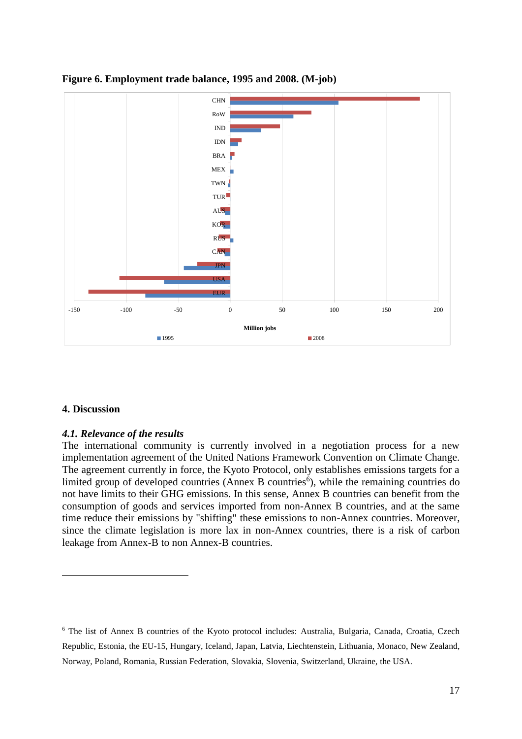**Figure 6. Employment trade balance, 1995 and 2008. (M-job)**

## 4. Discussion

### *4.1. Relevance of the results*

The international community is currently involved in a negotiation process for a new implementation agreement of the United Nations Framework Convention on Climate Change. The agreement currently in force, the Kyoto Protocol, only establishes emissions targets for a limited group of developed countries (Annex B countries[6]), while the remaining countries do not have limits to their GHG emissions. In this sense, Annex B countries can benefit from the consumption of goods and services imported from non-Annex B countries, and at the same time reduce their emissions by "shifting" these emissions to non-Annex countries. Moreover, since the climate legislation is more lax in non-Annex countries, there is a risk of carbon leakage from Annex-B to non Annex-B countries.

[6] The list of Annex B countries of the Kyoto protocol includes: Australia, Bulgaria, Canada, Croatia, Czech Republic, Estonia, the EU-15, Hungary, Iceland, Japan, Latvia, Liechtenstein, Lithuania, Monaco, New Zealand, Norway, Poland, Romania, Russian Federation, Slovakia, Slovenia, Switzerland, Ukraine, the USA.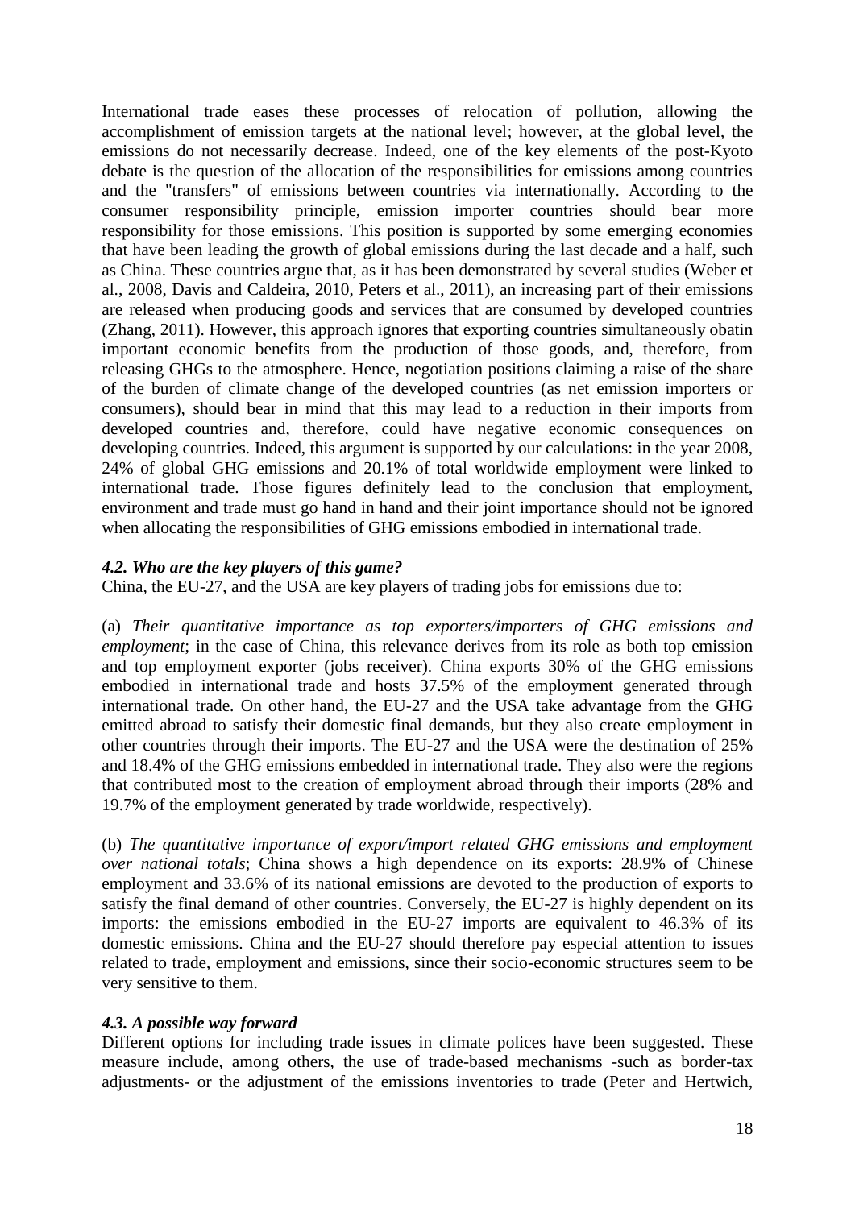International trade eases these processes of relocation of pollution, allowing the accomplishment of emission targets at the national level; however, at the global level, the emissions do not necessarily decrease. Indeed, one of the key elements of the post-Kyoto debate is the question of the allocation of the responsibilities for emissions among countries and the "transfers" of emissions between countries via internationally. According to the consumer responsibility principle, emission importer countries should bear more responsibility for those emissions. This position is supported by some emerging economies that have been leading the growth of global emissions during the last decade and a half, such as China. These countries argue that, as it has been demonstrated by several studies (Weber et al., 2008, Davis and Caldeira, 2010, Peters et al., 2011), an increasing part of their emissions are released when producing goods and services that are consumed by developed countries (Zhang, 2011). However, this approach ignores that exporting countries simultaneously obatin important economic benefits from the production of those goods, and, therefore, from releasing GHGs to the atmosphere. Hence, negotiation positions claiming a raise of the share of the burden of climate change of the developed countries (as net emission importers or consumers), should bear in mind that this may lead to a reduction in their imports from developed countries and, therefore, could have negative economic consequences on developing countries. Indeed, this argument is supported by our calculations: in the year 2008, 24% of global GHG emissions and 20.1% of total worldwide employment were linked to international trade. Those figures definitely lead to the conclusion that employment, environment and trade must go hand in hand and their joint importance should not be ignored when allocating the responsibilities of GHG emissions embodied in international trade.

### *4.2. Who are the key players of this game?*

China, the EU-27, and the USA are key players of trading jobs for emissions due to:

(a) *Their quantitative importance as top exporters/importers of GHG emissions and employment*; in the case of China, this relevance derives from its role as both top emission and top employment exporter (jobs receiver). China exports 30% of the GHG emissions embodied in international trade and hosts 37.5% of the employment generated through international trade. On other hand, the EU-27 and the USA take advantage from the GHG emitted abroad to satisfy their domestic final demands, but they also create employment in other countries through their imports. The EU-27 and the USA were the destination of 25% and 18.4% of the GHG emissions embedded in international trade. They also were the regions that contributed most to the creation of employment abroad through their imports (28% and 19.7% of the employment generated by trade worldwide, respectively).

(b) *The quantitative importance of export/import related GHG emissions and employment over national totals*; China shows a high dependence on its exports: 28.9% of Chinese employment and 33.6% of its national emissions are devoted to the production of exports to satisfy the final demand of other countries. Conversely, the EU-27 is highly dependent on its imports: the emissions embodied in the EU-27 imports are equivalent to 46.3% of its domestic emissions. China and the EU-27 should therefore pay especial attention to issues related to trade, employment and emissions, since their socio-economic structures seem to be very sensitive to them.

### *4.3. A possible way forward*

Different options for including trade issues in climate polices have been suggested. These measure include, among others, the use of trade-based mechanisms -such as border-tax adjustments- or the adjustment of the emissions inventories to trade (Peter and Hertwich,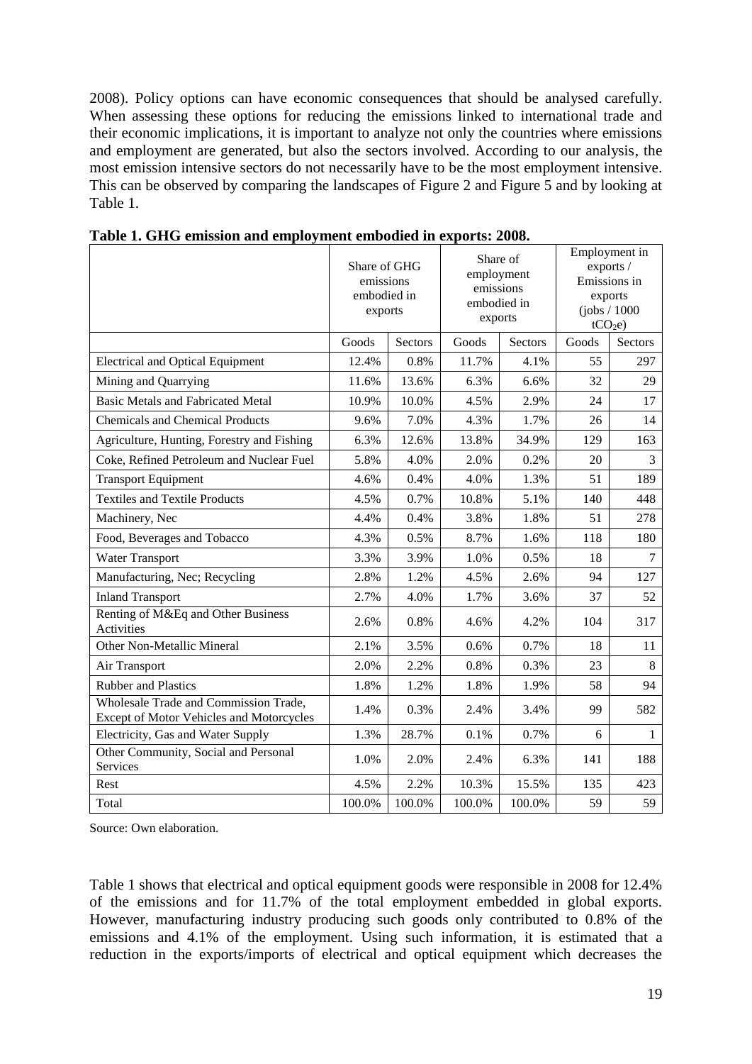2008). Policy options can have economic consequences that should be analysed carefully. When assessing these options for reducing the emissions linked to international trade and their economic implications, it is important to analyze not only the countries where emissions and employment are generated, but also the sectors involved. According to our analysis, the most emission intensive sectors do not necessarily have to be the most employment intensive. This can be observed by comparing the landscapes of Figure 2 and Figure 5 and by looking at Table 1.

**Table 1. GHG emission and employment embodied in exports: 2008.**

| | Share of GHG emissions embodied in exports | | Share of employment emissions embodied in exports | | Employment in exports / Emissions in exports (jobs / 1000 $tCO_2e$) | |
|---|---|---|---|---|---|---|
| | Goods | Sectors | Goods | Sectors | Goods | Sectors |
| Electrical and Optical Equipment | 12.4% | 0.8% | 11.7% | 4.1% | 55 | 297 |
| Mining and Quarrying | 11.6% | 13.6% | 6.3% | 6.6% | 32 | 29 |
| Basic Metals and Fabricated Metal | 10.9% | 10.0% | 4.5% | 2.9% | 24 | 17 |
| Chemicals and Chemical Products | 9.6% | 7.0% | 4.3% | 1.7% | 26 | 14 |
| Agriculture, Hunting, Forestry and Fishing | 6.3% | 12.6% | 13.8% | 34.9% | 129 | 163 |
| Coke, Refined Petroleum and Nuclear Fuel | 5.8% | 4.0% | 2.0% | 0.2% | 20 | 3 |
| Transport Equipment | 4.6% | 0.4% | 4.0% | 1.3% | 51 | 189 |
| Textiles and Textile Products | 4.5% | 0.7% | 10.8% | 5.1% | 140 | 448 |
| Machinery, Nec | 4.4% | 0.4% | 3.8% | 1.8% | 51 | 278 |
| Food, Beverages and Tobacco | 4.3% | 0.5% | 8.7% | 1.6% | 118 | 180 |
| Water Transport | 3.3% | 3.9% | 1.0% | 0.5% | 18 | 7 |
| Manufacturing, Nec; Recycling | 2.8% | 1.2% | 4.5% | 2.6% | 94 | 127 |
| Inland Transport | 2.7% | 4.0% | 1.7% | 3.6% | 37 | 52 |
| Renting of M&Eq and Other Business Activities | 2.6% | 0.8% | 4.6% | 4.2% | 104 | 317 |
| Other Non-Metallic Mineral | 2.1% | 3.5% | 0.6% | 0.7% | 18 | 11 |
| Air Transport | 2.0% | 2.2% | 0.8% | 0.3% | 23 | 8 |
| Rubber and Plastics | 1.8% | 1.2% | 1.8% | 1.9% | 58 | 94 |
| Wholesale Trade and Commission Trade, Except of Motor Vehicles and Motorcycles | 1.4% | 0.3% | 2.4% | 3.4% | 99 | 582 |
| Electricity, Gas and Water Supply | 1.3% | 28.7% | 0.1% | 0.7% | 6 | 1 |
| Other Community, Social and Personal Services | 1.0% | 2.0% | 2.4% | 6.3% | 141 | 188 |
| Rest | 4.5% | 2.2% | 10.3% | 15.5% | 135 | 423 |
| Total | 100.0% | 100.0% | 100.0% | 100.0% | 59 | 59 |

Source: Own elaboration.

Table 1 shows that electrical and optical equipment goods were responsible in 2008 for 12.4% of the emissions and for 11.7% of the total employment embedded in global exports. However, manufacturing industry producing such goods only contributed to 0.8% of the emissions and 4.1% of the employment. Using such information, it is estimated that a reduction in the exports/imports of electrical and optical equipment which decreases the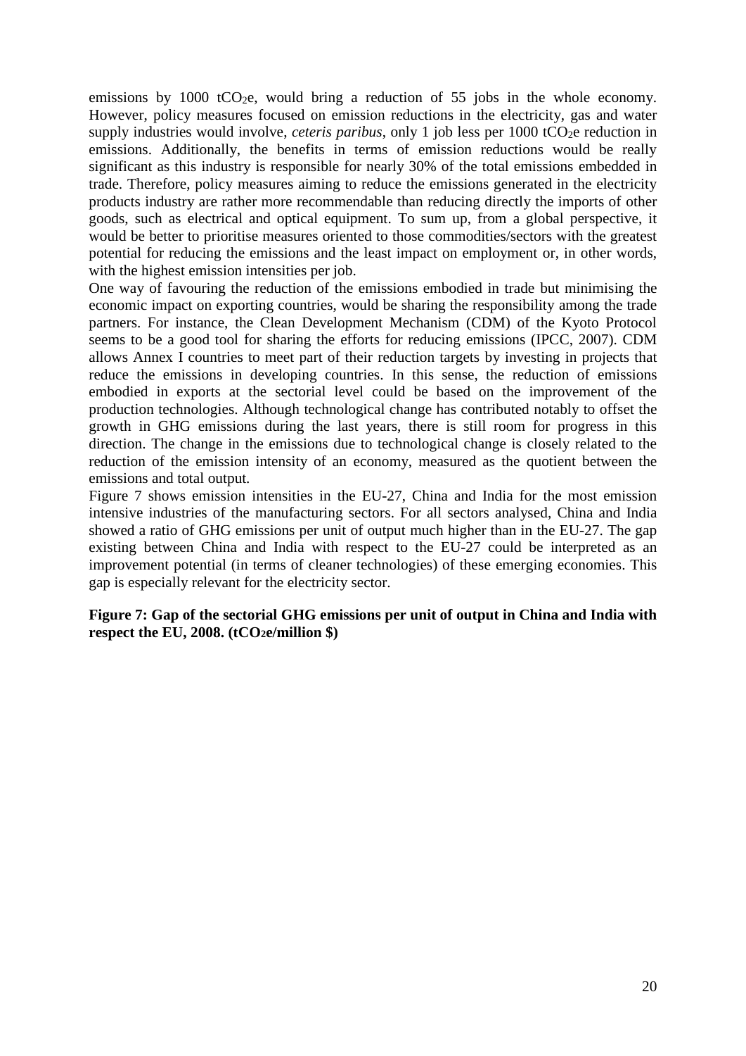emissions by 1000 $tCO_2e$, would bring a reduction of 55 jobs in the whole economy. However, policy measures focused on emission reductions in the electricity, gas and water supply industries would involve, *ceteris paribus*, only 1 job less per 1000 $tCO_2e$ reduction in emissions. Additionally, the benefits in terms of emission reductions would be really significant as this industry is responsible for nearly 30% of the total emissions embedded in trade. Therefore, policy measures aiming to reduce the emissions generated in the electricity products industry are rather more recommendable than reducing directly the imports of other goods, such as electrical and optical equipment. To sum up, from a global perspective, it would be better to prioritise measures oriented to those commodities/sectors with the greatest potential for reducing the emissions and the least impact on employment or, in other words, with the highest emission intensities per job.

One way of favouring the reduction of the emissions embodied in trade but minimising the economic impact on exporting countries, would be sharing the responsibility among the trade partners. For instance, the Clean Development Mechanism (CDM) of the Kyoto Protocol seems to be a good tool for sharing the efforts for reducing emissions (IPCC, 2007). CDM allows Annex I countries to meet part of their reduction targets by investing in projects that reduce the emissions in developing countries. In this sense, the reduction of emissions embodied in exports at the sectorial level could be based on the improvement of the production technologies. Although technological change has contributed notably to offset the growth in GHG emissions during the last years, there is still room for progress in this direction. The change in the emissions due to technological change is closely related to the reduction of the emission intensity of an economy, measured as the quotient between the emissions and total output.

Figure 7 shows emission intensities in the EU-27, China and India for the most emission intensive industries of the manufacturing sectors. For all sectors analysed, China and India showed a ratio of GHG emissions per unit of output much higher than in the EU-27. The gap existing between China and India with respect to the EU-27 could be interpreted as an improvement potential (in terms of cleaner technologies) of these emerging economies. This gap is especially relevant for the electricity sector.

**Figure 7: Gap of the sectorial GHG emissions per unit of output in China and India with respect the EU, 2008. ($tCO_2e$/million $)**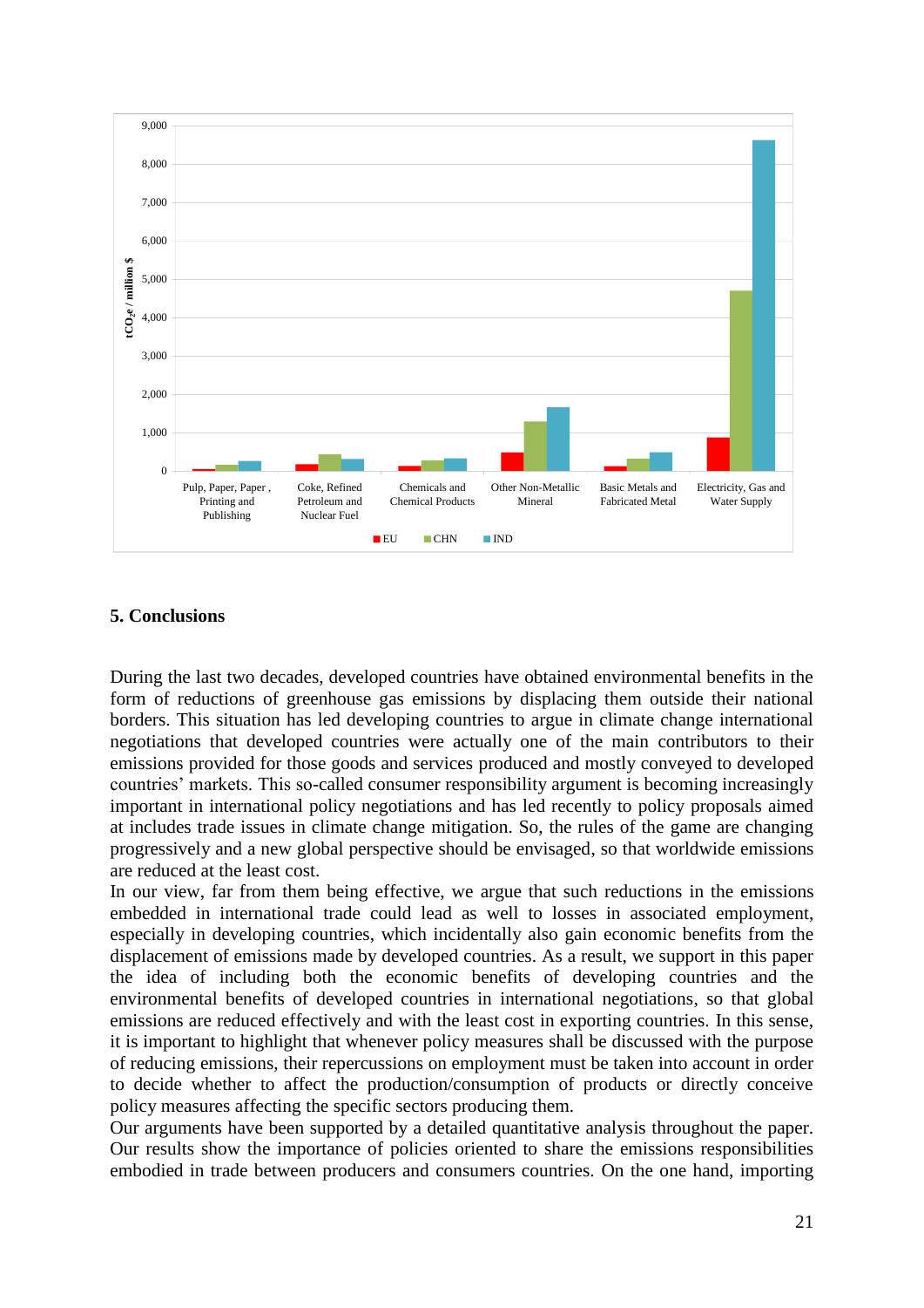## 5. Conclusions

During the last two decades, developed countries have obtained environmental benefits in the form of reductions of greenhouse gas emissions by displacing them outside their national borders. This situation has led developing countries to argue in climate change international negotiations that developed countries were actually one of the main contributors to their emissions provided for those goods and services produced and mostly conveyed to developed countries' markets. This so-called consumer responsibility argument is becoming increasingly important in international policy negotiations and has led recently to policy proposals aimed at includes trade issues in climate change mitigation. So, the rules of the game are changing progressively and a new global perspective should be envisaged, so that worldwide emissions are reduced at the least cost.

In our view, far from them being effective, we argue that such reductions in the emissions embedded in international trade could lead as well to losses in associated employment, especially in developing countries, which incidentally also gain economic benefits from the displacement of emissions made by developed countries. As a result, we support in this paper the idea of including both the economic benefits of developing countries and the environmental benefits of developed countries in international negotiations, so that global emissions are reduced effectively and with the least cost in exporting countries. In this sense, it is important to highlight that whenever policy measures shall be discussed with the purpose of reducing emissions, their repercussions on employment must be taken into account in order to decide whether to affect the production/consumption of products or directly conceive policy measures affecting the specific sectors producing them.

Our arguments have been supported by a detailed quantitative analysis throughout the paper. Our results show the importance of policies oriented to share the emissions responsibilities embodied in trade between producers and consumers countries. On the one hand, importing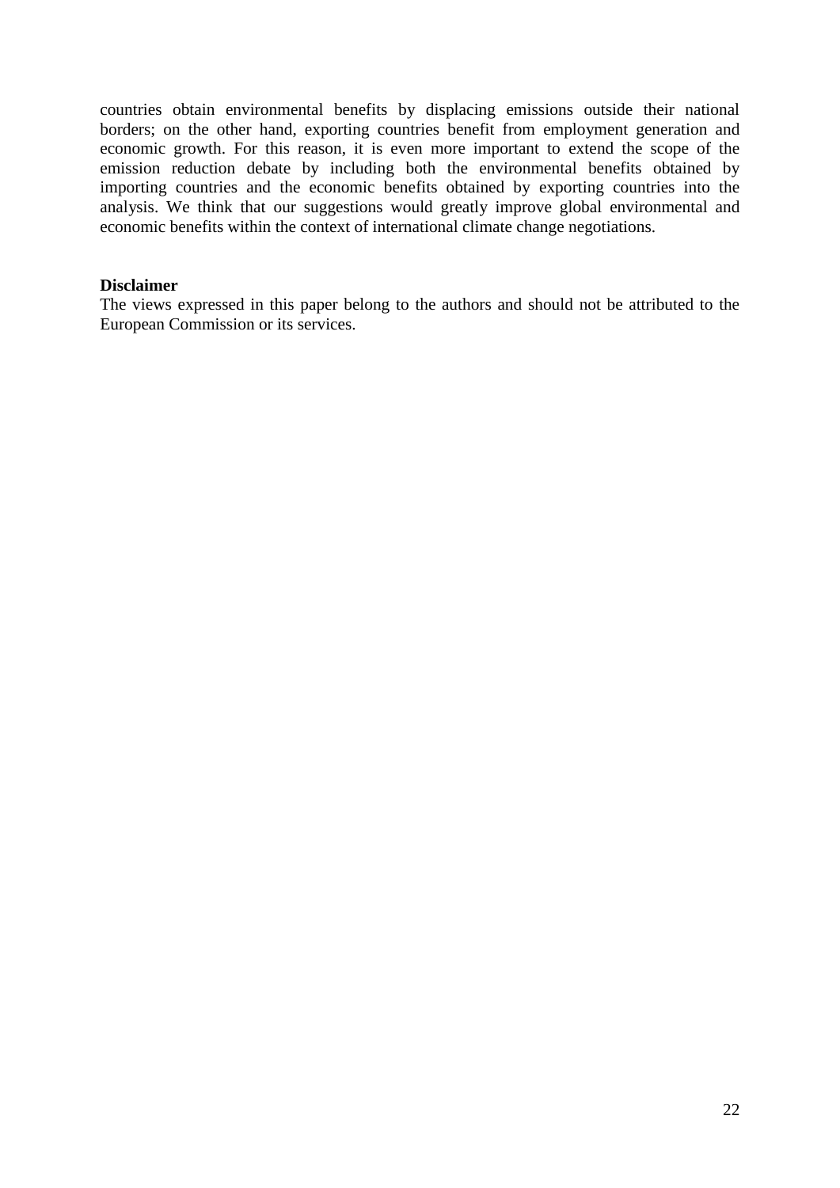countries obtain environmental benefits by displacing emissions outside their national borders; on the other hand, exporting countries benefit from employment generation and economic growth. For this reason, it is even more important to extend the scope of the emission reduction debate by including both the environmental benefits obtained by importing countries and the economic benefits obtained by exporting countries into the analysis. We think that our suggestions would greatly improve global environmental and economic benefits within the context of international climate change negotiations.

**Disclaimer**

The views expressed in this paper belong to the authors and should not be attributed to the European Commission or its services.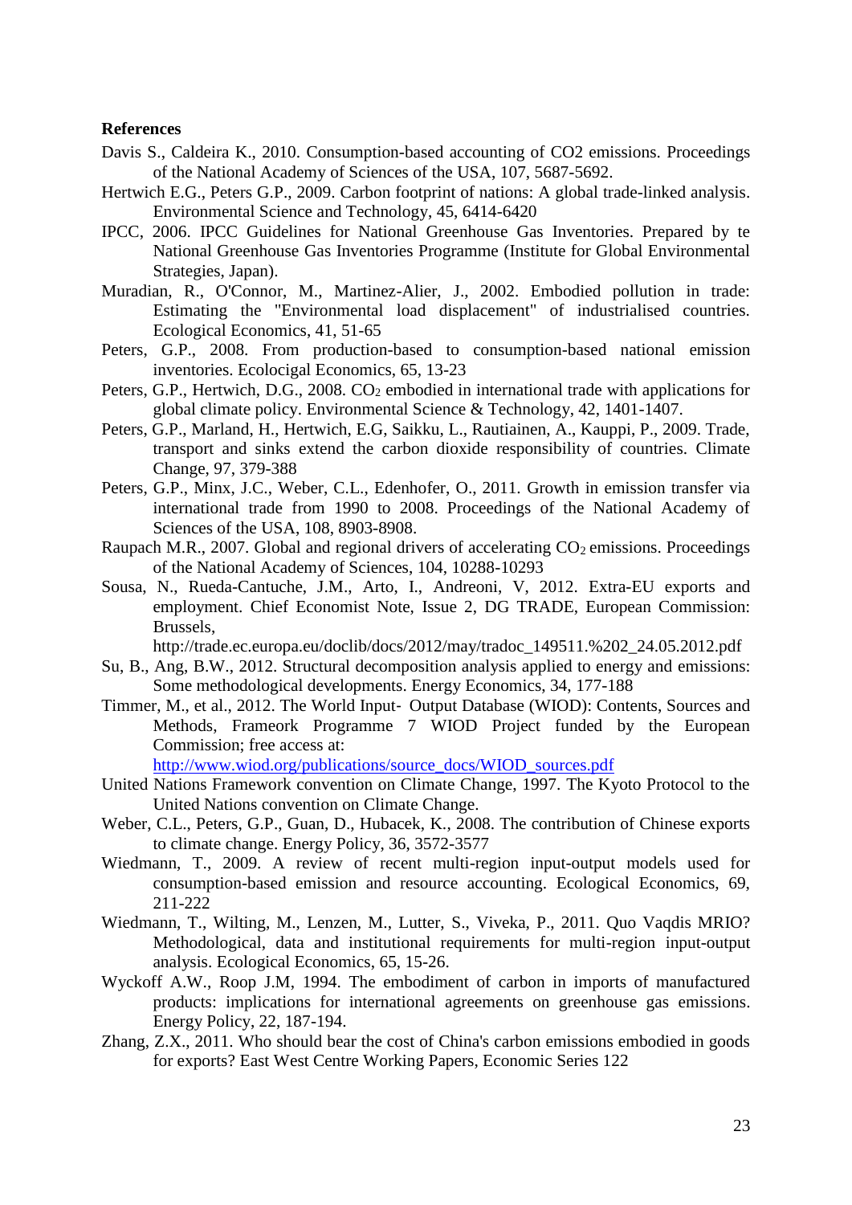**References**

Davis S., Caldeira K., 2010. Consumption-based accounting of CO2 emissions. Proceedings of the National Academy of Sciences of the USA, 107, 5687-5692.

Hertwich E.G., Peters G.P., 2009. Carbon footprint of nations: A global trade-linked analysis. Environmental Science and Technology, 45, 6414-6420

IPCC, 2006. IPCC Guidelines for National Greenhouse Gas Inventories. Prepared by te National Greenhouse Gas Inventories Programme (Institute for Global Environmental Strategies, Japan).

Muradian, R., O'Connor, M., Martinez-Alier, J., 2002. Embodied pollution in trade: Estimating the "Environmental load displacement" of industrialised countries. Ecological Economics, 41, 51-65

Peters, G.P., 2008. From production-based to consumption-based national emission inventories. Ecolocigal Economics, 65, 13-23

Peters, G.P., Hertwich, D.G., 2008. $CO_2$ embodied in international trade with applications for global climate policy. Environmental Science & Technology, 42, 1401-1407.

Peters, G.P., Marland, H., Hertwich, E.G, Saikku, L., Rautiainen, A., Kauppi, P., 2009. Trade, transport and sinks extend the carbon dioxide responsibility of countries. Climate Change, 97, 379-388

Peters, G.P., Minx, J.C., Weber, C.L., Edenhofer, O., 2011. Growth in emission transfer via international trade from 1990 to 2008. Proceedings of the National Academy of Sciences of the USA, 108, 8903-8908.

Raupach M.R., 2007. Global and regional drivers of accelerating $CO_2$ emissions. Proceedings of the National Academy of Sciences, 104, 10288-10293

Sousa, N., Rueda-Cantuche, J.M., Arto, I., Andreoni, V, 2012. Extra-EU exports and employment. Chief Economist Note, Issue 2, DG TRADE, European Commission: Brussels, http://trade.ec.europa.eu/doclib/docs/2012/may/tradoc_149511.%202_24.05.2012.pdf

Su, B., Ang, B.W., 2012. Structural decomposition analysis applied to energy and emissions: Some methodological developments. Energy Economics, 34, 177-188

Timmer, M., et al., 2012. The World Input‐ Output Database (WIOD): Contents, Sources and Methods, Frameork Programme 7 WIOD Project funded by the European Commission; free access at: http://www.wiod.org/publications/source_docs/WIOD_sources.pdf

United Nations Framework convention on Climate Change, 1997. The Kyoto Protocol to the United Nations convention on Climate Change.

Weber, C.L., Peters, G.P., Guan, D., Hubacek, K., 2008. The contribution of Chinese exports to climate change. Energy Policy, 36, 3572-3577

Wiedmann, T., 2009. A review of recent multi-region input-output models used for consumption-based emission and resource accounting. Ecological Economics, 69, 211-222

Wiedmann, T., Wilting, M., Lenzen, M., Lutter, S., Viveka, P., 2011. Quo Vaqdis MRIO? Methodological, data and institutional requirements for multi-region input-output analysis. Ecological Economics, 65, 15-26.

Wyckoff A.W., Roop J.M, 1994. The embodiment of carbon in imports of manufactured products: implications for international agreements on greenhouse gas emissions. Energy Policy, 22, 187-194.

Zhang, Z.X., 2011. Who should bear the cost of China's carbon emissions embodied in goods for exports? East West Centre Working Papers, Economic Series 122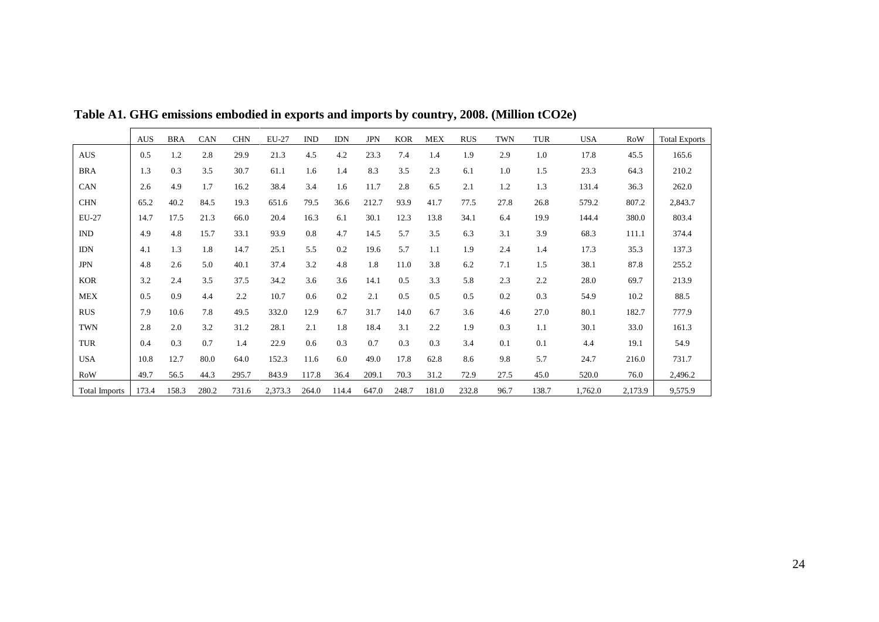**Table A1. GHG emissions embodied in exports and imports by country, 2008. (Million tCO2e)**

| | AUS | BRA | CAN | CHN | EU-27 | IND | IDN | JPN | KOR | MEX | RUS | TWN | TUR | USA | RoW | Total Exports |
|---|---|---|---|---|---|---|---|---|---|---|---|---|---|---|---|---|
| AUS | 0.5 | 1.2 | 2.8 | 29.9 | 21.3 | 4.5 | 4.2 | 23.3 | 7.4 | 1.4 | 1.9 | 2.9 | 1.0 | 17.8 | 45.5 | 165.6 |
| BRA | 1.3 | 0.3 | 3.5 | 30.7 | 61.1 | 1.6 | 1.4 | 8.3 | 3.5 | 2.3 | 6.1 | 1.0 | 1.5 | 23.3 | 64.3 | 210.2 |
| CAN | 2.6 | 4.9 | 1.7 | 16.2 | 38.4 | 3.4 | 1.6 | 11.7 | 2.8 | 6.5 | 2.1 | 1.2 | 1.3 | 131.4 | 36.3 | 262.0 |
| CHN | 65.2 | 40.2 | 84.5 | 19.3 | 651.6 | 79.5 | 36.6 | 212.7 | 93.9 | 41.7 | 77.5 | 27.8 | 26.8 | 579.2 | 807.2 | 2,843.7 |
| EU-27 | 14.7 | 17.5 | 21.3 | 66.0 | 20.4 | 16.3 | 6.1 | 30.1 | 12.3 | 13.8 | 34.1 | 6.4 | 19.9 | 144.4 | 380.0 | 803.4 |
| IND | 4.9 | 4.8 | 15.7 | 33.1 | 93.9 | 0.8 | 4.7 | 14.5 | 5.7 | 3.5 | 6.3 | 3.1 | 3.9 | 68.3 | 111.1 | 374.4 |
| IDN | 4.1 | 1.3 | 1.8 | 14.7 | 25.1 | 5.5 | 0.2 | 19.6 | 5.7 | 1.1 | 1.9 | 2.4 | 1.4 | 17.3 | 35.3 | 137.3 |
| JPN | 4.8 | 2.6 | 5.0 | 40.1 | 37.4 | 3.2 | 4.8 | 1.8 | 11.0 | 3.8 | 6.2 | 7.1 | 1.5 | 38.1 | 87.8 | 255.2 |
| KOR | 3.2 | 2.4 | 3.5 | 37.5 | 34.2 | 3.6 | 3.6 | 14.1 | 0.5 | 3.3 | 5.8 | 2.3 | 2.2 | 28.0 | 69.7 | 213.9 |
| MEX | 0.5 | 0.9 | 4.4 | 2.2 | 10.7 | 0.6 | 0.2 | 2.1 | 0.5 | 0.5 | 0.5 | 0.2 | 0.3 | 54.9 | 10.2 | 88.5 |
| RUS | 7.9 | 10.6 | 7.8 | 49.5 | 332.0 | 12.9 | 6.7 | 31.7 | 14.0 | 6.7 | 3.6 | 4.6 | 27.0 | 80.1 | 182.7 | 777.9 |
| TWN | 2.8 | 2.0 | 3.2 | 31.2 | 28.1 | 2.1 | 1.8 | 18.4 | 3.1 | 2.2 | 1.9 | 0.3 | 1.1 | 30.1 | 33.0 | 161.3 |
| TUR | 0.4 | 0.3 | 0.7 | 1.4 | 22.9 | 0.6 | 0.3 | 0.7 | 0.3 | 0.3 | 3.4 | 0.1 | 0.1 | 4.4 | 19.1 | 54.9 |
| USA | 10.8 | 12.7 | 80.0 | 64.0 | 152.3 | 11.6 | 6.0 | 49.0 | 17.8 | 62.8 | 8.6 | 9.8 | 5.7 | 24.7 | 216.0 | 731.7 |
| RoW | 49.7 | 56.5 | 44.3 | 295.7 | 843.9 | 117.8 | 36.4 | 209.1 | 70.3 | 31.2 | 72.9 | 27.5 | 45.0 | 520.0 | 76.0 | 2,496.2 |
| Total Imports | 173.4 | 158.3 | 280.2 | 731.6 | 2,373.3 | 264.0 | 114.4 | 647.0 | 248.7 | 181.0 | 232.8 | 96.7 | 138.7 | 1,762.0 | 2,173.9 | 9,575.9 |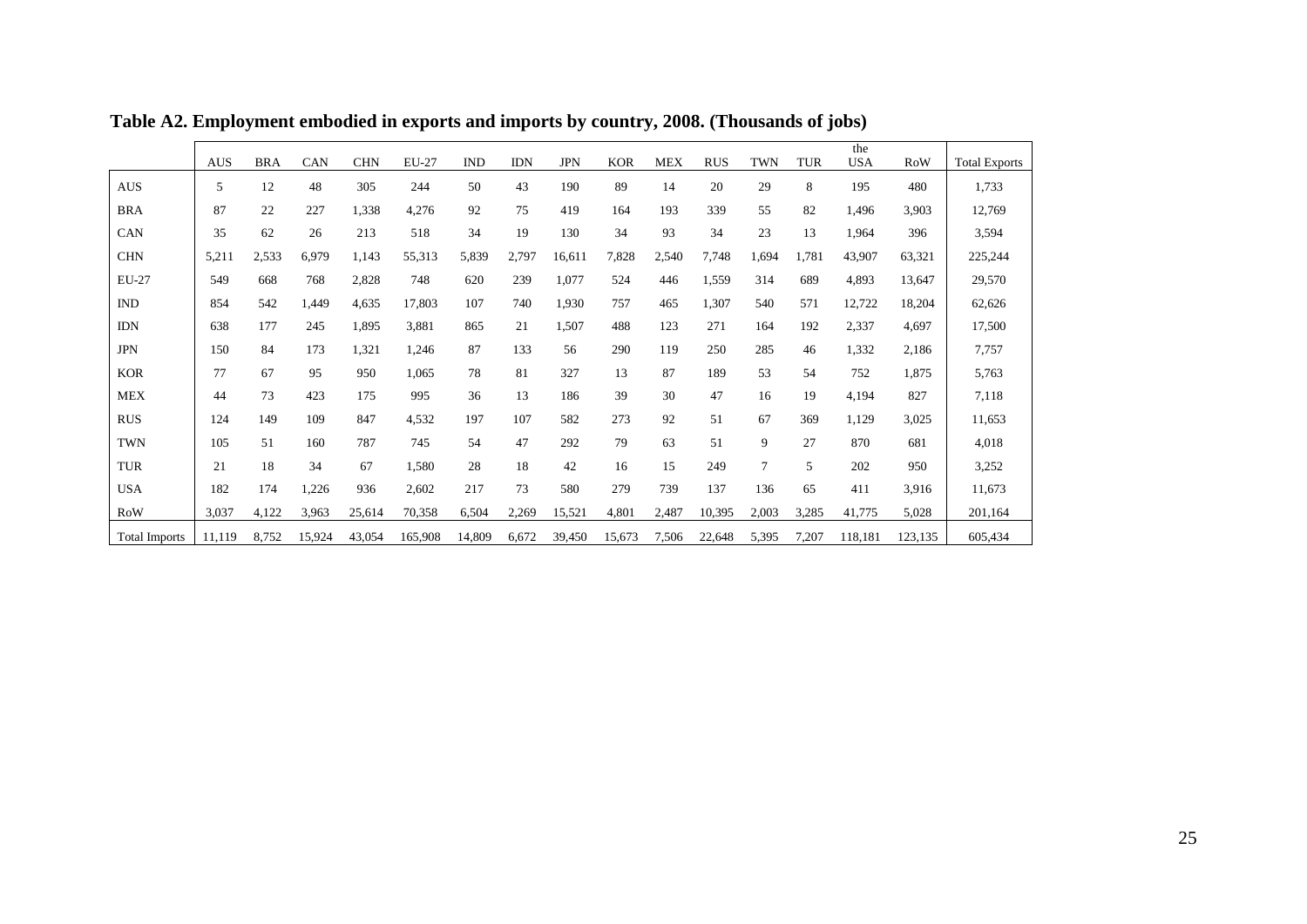# Table A2. Employment embodied in exports and imports by country, 2008. (Thousands of jobs)

| | AUS | BRA | CAN | CHN | EU-27 | IND | IDN | JPN | KOR | MEX | RUS | TWN | TUR | the USA | RoW | Total Exports |
|---|---|---|---|---|---|---|---|---|---|---|---|---|---|---|---|---|
| AUS | 5 | 12 | 48 | 305 | 244 | 50 | 43 | 190 | 89 | 14 | 20 | 29 | 8 | 195 | 480 | 1,733 |
| BRA | 87 | 22 | 227 | 1,338 | 4,276 | 92 | 75 | 419 | 164 | 193 | 339 | 55 | 82 | 1,496 | 3,903 | 12,769 |
| CAN | 35 | 62 | 26 | 213 | 518 | 34 | 19 | 130 | 34 | 93 | 34 | 23 | 13 | 1,964 | 396 | 3,594 |
| CHN | 5,211 | 2,533 | 6,979 | 1,143 | 55,313 | 5,839 | 2,797 | 16,611 | 7,828 | 2,540 | 7,748 | 1,694 | 1,781 | 43,907 | 63,321 | 225,244 |
| EU-27 | 549 | 668 | 768 | 2,828 | 748 | 620 | 239 | 1,077 | 524 | 446 | 1,559 | 314 | 689 | 4,893 | 13,647 | 29,570 |
| IND | 854 | 542 | 1,449 | 4,635 | 17,803 | 107 | 740 | 1,930 | 757 | 465 | 1,307 | 540 | 571 | 12,722 | 18,204 | 62,626 |
| IDN | 638 | 177 | 245 | 1,895 | 3,881 | 865 | 21 | 1,507 | 488 | 123 | 271 | 164 | 192 | 2,337 | 4,697 | 17,500 |
| JPN | 150 | 84 | 173 | 1,321 | 1,246 | 87 | 133 | 56 | 290 | 119 | 250 | 285 | 46 | 1,332 | 2,186 | 7,757 |
| KOR | 77 | 67 | 95 | 950 | 1,065 | 78 | 81 | 327 | 13 | 87 | 189 | 53 | 54 | 752 | 1,875 | 5,763 |
| MEX | 44 | 73 | 423 | 175 | 995 | 36 | 13 | 186 | 39 | 30 | 47 | 16 | 19 | 4,194 | 827 | 7,118 |
| RUS | 124 | 149 | 109 | 847 | 4,532 | 197 | 107 | 582 | 273 | 92 | 51 | 67 | 369 | 1,129 | 3,025 | 11,653 |
| TWN | 105 | 51 | 160 | 787 | 745 | 54 | 47 | 292 | 79 | 63 | 51 | 9 | 27 | 870 | 681 | 4,018 |
| TUR | 21 | 18 | 34 | 67 | 1,580 | 28 | 18 | 42 | 16 | 15 | 249 | 7 | 5 | 202 | 950 | 3,252 |
| USA | 182 | 174 | 1,226 | 936 | 2,602 | 217 | 73 | 580 | 279 | 739 | 137 | 136 | 65 | 411 | 3,916 | 11,673 |
| RoW | 3,037 | 4,122 | 3,963 | 25,614 | 70,358 | 6,504 | 2,269 | 15,521 | 4,801 | 2,487 | 10,395 | 2,003 | 3,285 | 41,775 | 5,028 | 201,164 |
| Total Imports | 11,119 | 8,752 | 15,924 | 43,054 | 165,908 | 14,809 | 6,672 | 39,450 | 15,673 | 7,506 | 22,648 | 5,395 | 7,207 | 118,181 | 123,135 | 605,434 |